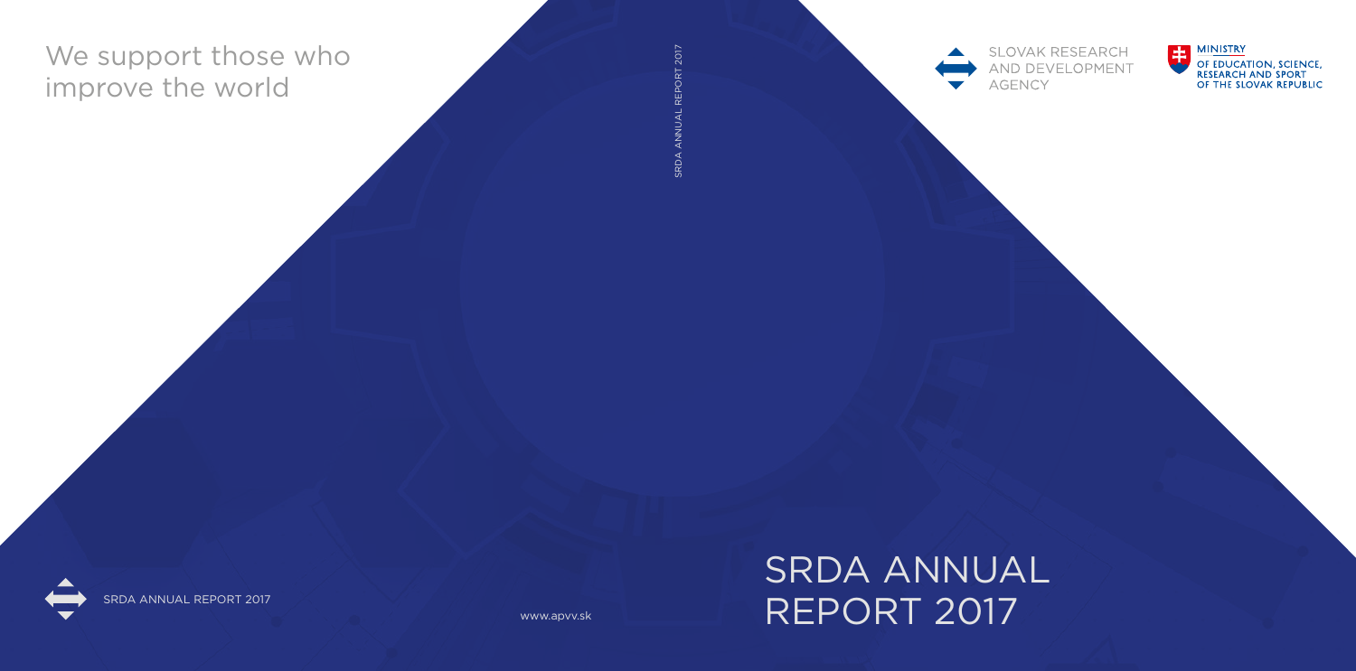We support those who improve the world

SRDA ANNUAL REPORT 2017

SLOVAK RESEARCH AND DEVELOPMENT AGENCY

MINISTRY OF EDUCATION, SCIENCE, RESEARCH AND SPORT OF THE SLOVAK REPUBLIC

SRDA ANNUAL REPORT 2017

www.apvv.sk

# SRDA ANNUAL REPORT 2017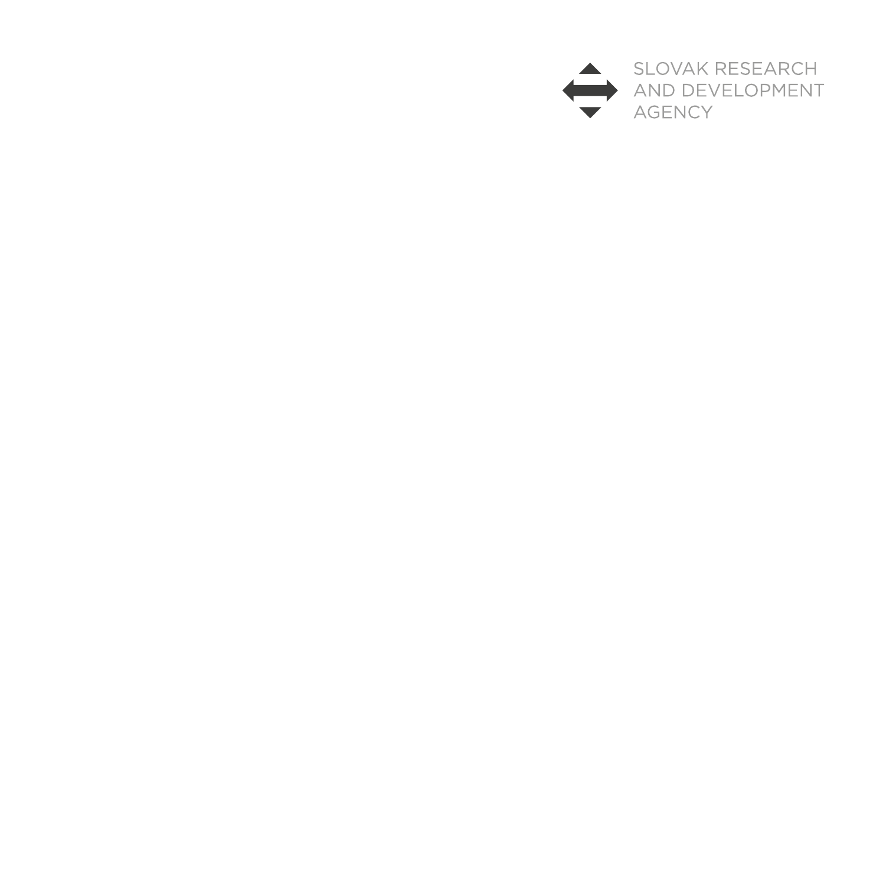SLOVAK RESEARCH
AND DEVELOPMENT
AGENCY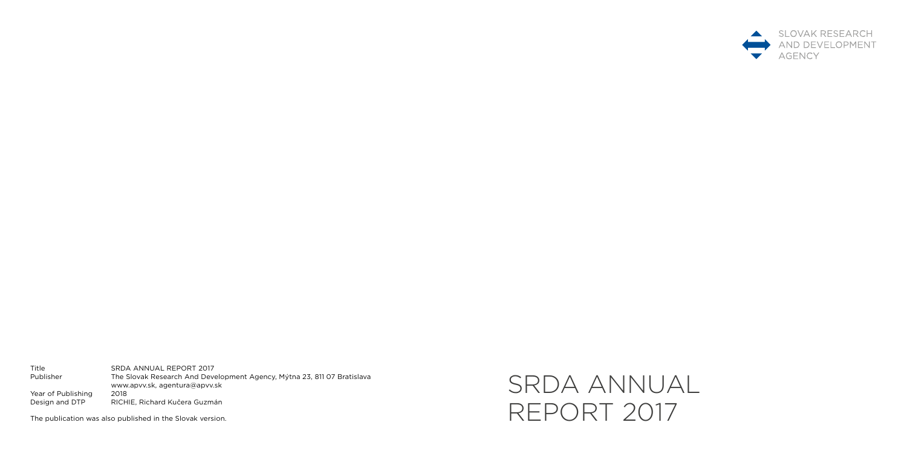SLOVAK RESEARCH
AND DEVELOPMENT
AGENCY

# SRDA ANNUAL REPORT 2017

| | |
|---|---|
| Title | SRDA ANNUAL REPORT 2017 |
| Publisher | The Slovak Research And Development Agency, Mýtna 23, 811 07 Bratislava www.apvv.sk, agentura@apvv.sk |
| Year of Publishing | 2018 |
| Design and DTP | RICHIE, Richard Kučera Guzmán |

The publication was also published in the Slovak version.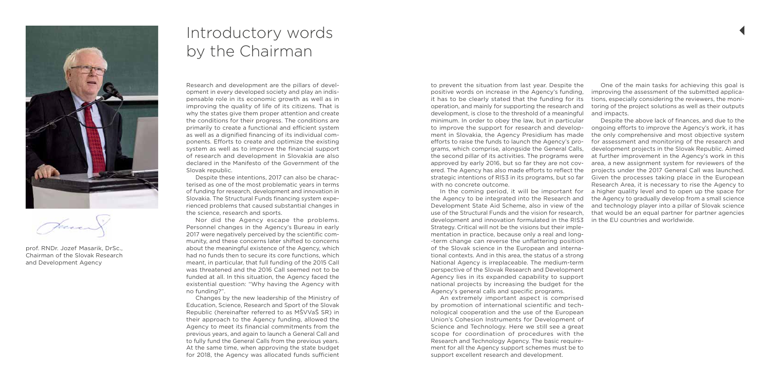# Introductory words by the Chairman

prof. RNDr. Jozef Masarik, DrSc., Chairman of the Slovak Research and Development Agency

Research and development are the pillars of development in every developed society and play an indispensable role in its economic growth as well as in improving the quality of life of its citizens. That is why the states give them proper attention and create the conditions for their progress. The conditions are primarily to create a functional and efficient system as well as a dignified financing of its individual components. Efforts to create and optimize the existing system as well as to improve the financial support of research and development in Slovakia are also declared in the Manifesto of the Government of the Slovak republic.

Despite these intentions, 2017 can also be characterised as one of the most problematic years in terms of funding for research, development and innovation in Slovakia. The Structural Funds financing system experienced problems that caused substantial changes in the science, research and sports.

Nor did the Agency escape the problems. Personnel changes in the Agency's Bureau in early 2017 were negatively perceived by the scientific community, and these concerns later shifted to concerns about the meaningful existence of the Agency, which had no funds then to secure its core functions, which meant, in particular, that full funding of the 2015 Call was threatened and the 2016 Call seemed not to be funded at all. In this situation, the Agency faced the existential question: "Why having the Agency with no funding?".

Changes by the new leadership of the Ministry of Education, Science, Research and Sport of the Slovak Republic (hereinafter referred to as MŠVVaŠ SR) in their approach to the Agency funding, allowed the Agency to meet its financial commitments from the previous years, and again to launch a General Call and to fully fund the General Calls from the previous years. At the same time, when approving the state budget for 2018, the Agency was allocated funds sufficient to prevent the situation from last year. Despite the positive words on increase in the Agency's funding, it has to be clearly stated that the funding for its operation, and mainly for supporting the research and development, is close to the threshold of a meaningful minimum. In order to obey the law, but in particular to improve the support for research and development in Slovakia, the Agency Presidium has made efforts to raise the funds to launch the Agency's programs, which comprise, alongside the General Calls, the second pillar of its activities. The programs were approved by early 2016, but so far they are not covered. The Agency has also made efforts to reflect the strategic intentions of RIS3 in its programs, but so far with no concrete outcome.

In the coming period, it will be important for the Agency to be integrated into the Research and Development State Aid Scheme, also in view of the use of the Structural Funds and the vision for research, development and innovation formulated in the RIS3 Strategy. Critical will not be the visions but their implementation in practice, because only a real and long-term change can reverse the unflattering position of the Slovak science in the European and international contexts. And in this area, the status of a strong National Agency is irreplaceable. The medium-term perspective of the Slovak Research and Development Agency lies in its expanded capability to support national projects by increasing the budget for the Agency's general calls and specific programs.

An extremely important aspect is comprised by promotion of international scientific and technological cooperation and the use of the European Union's Cohesion Instruments for Development of Science and Technology. Here we still see a great scope for coordination of procedures with the Research and Technology Agency. The basic requirement for all the Agency support schemes must be to support excellent research and development.

One of the main tasks for achieving this goal is improving the assessment of the submitted applications, especially considering the reviewers, the monitoring of the project solutions as well as their outputs and impacts.

Despite the above lack of finances, and due to the ongoing efforts to improve the Agency's work, it has the only comprehensive and most objective system for assessment and monitoring of the research and development projects in the Slovak Republic. Aimed at further improvement in the Agency's work in this area, a new assignment system for reviewers of the projects under the 2017 General Call was launched. Given the processes taking place in the European Research Area, it is necessary to rise the Agency to a higher quality level and to open up the space for the Agency to gradually develop from a small science and technology player into a pillar of Slovak science that would be an equal partner for partner agencies in the EU countries and worldwide.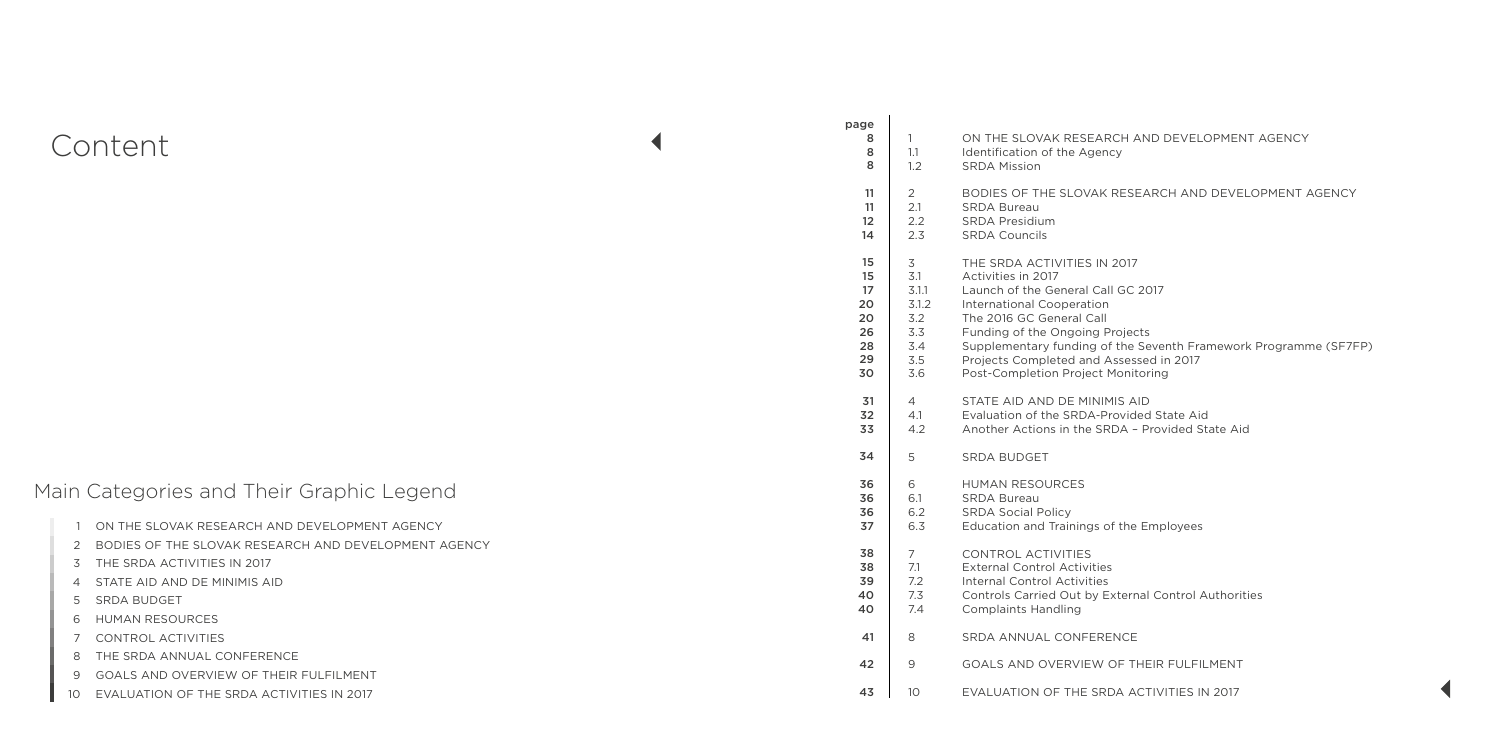# Content

| page | | |
|---|---|---|
| 8 | 1 | ON THE SLOVAK RESEARCH AND DEVELOPMENT AGENCY |
| 8 | 1.1 | Identification of the Agency |
| 8 | 1.2 | SRDA Mission |
| 11 | 2 | BODIES OF THE SLOVAK RESEARCH AND DEVELOPMENT AGENCY |
| 11 | 2.1 | SRDA Bureau |
| 12 | 2.2 | SRDA Presidium |
| 14 | 2.3 | SRDA Councils |
| 15 | 3 | THE SRDA ACTIVITIES IN 2017 |
| 15 | 3.1 | Activities in 2017 |
| 17 | 3.1.1 | Launch of the General Call GC 2017 |
| 20 | 3.1.2 | International Cooperation |
| 20 | 3.2 | The 2016 GC General Call |
| 26 | 3.3 | Funding of the Ongoing Projects |
| 28 | 3.4 | Supplementary funding of the Seventh Framework Programme (SF7FP) |
| 29 | 3.5 | Projects Completed and Assessed in 2017 |
| 30 | 3.6 | Post-Completion Project Monitoring |
| 31 | 4 | STATE AID AND DE MINIMIS AID |
| 32 | 4.1 | Evaluation of the SRDA-Provided State Aid |
| 33 | 4.2 | Another Actions in the SRDA – Provided State Aid |
| 34 | 5 | SRDA BUDGET |
| 36 | 6 | HUMAN RESOURCES |
| 36 | 6.1 | SRDA Bureau |
| 36 | 6.2 | SRDA Social Policy |
| 37 | 6.3 | Education and Trainings of the Employees |
| 38 | 7 | CONTROL ACTIVITIES |
| 38 | 7.1 | External Control Activities |
| 39 | 7.2 | Internal Control Activities |
| 40 | 7.3 | Controls Carried Out by External Control Authorities |
| 40 | 7.4 | Complaints Handling |
| 41 | 8 | SRDA ANNUAL CONFERENCE |
| 42 | 9 | GOALS AND OVERVIEW OF THEIR FULFILMENT |
| 43 | 10 | EVALUATION OF THE SRDA ACTIVITIES IN 2017 |

## Main Categories and Their Graphic Legend

1. ON THE SLOVAK RESEARCH AND DEVELOPMENT AGENCY
2. BODIES OF THE SLOVAK RESEARCH AND DEVELOPMENT AGENCY
3. THE SRDA ACTIVITIES IN 2017
4. STATE AID AND DE MINIMIS AID
5. SRDA BUDGET
6. HUMAN RESOURCES
7. CONTROL ACTIVITIES
8. THE SRDA ANNUAL CONFERENCE
9. GOALS AND OVERVIEW OF THEIR FULFILMENT
10. EVALUATION OF THE SRDA ACTIVITIES IN 2017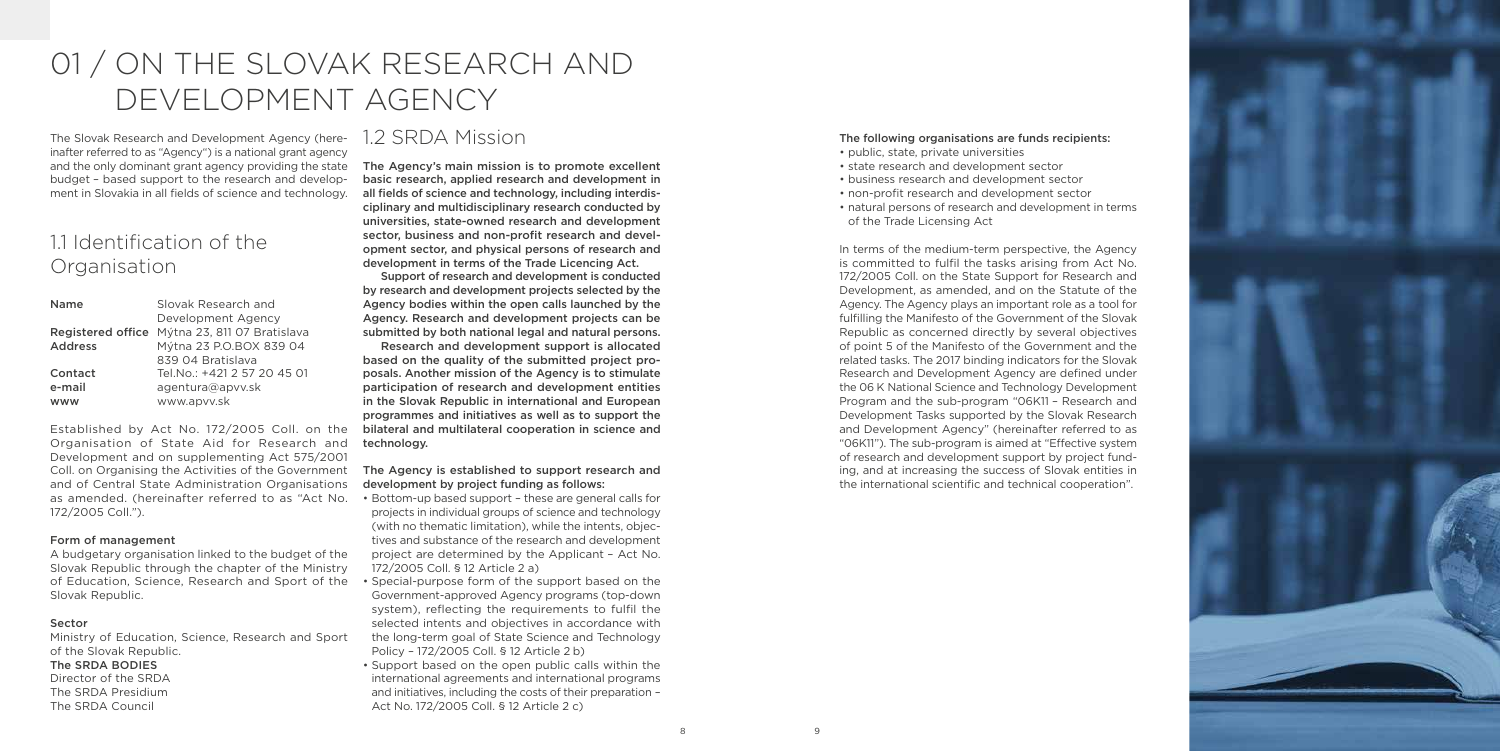# 01 / ON THE SLOVAK RESEARCH AND DEVELOPMENT AGENCY

The Slovak Research and Development Agency (hereinafter referred to as "Agency") is a national grant agency and the only dominant grant agency providing the state budget – based support to the research and development in Slovakia in all fields of science and technology.

## 1.1 Identification of the Organisation

| | |
|---|---|
| **Name** | Slovak Research and Development Agency |
| **Registered office** | Mýtna 23, 811 07 Bratislava |
| **Address** | Mýtna 23 P.O.BOX 839 04 839 04 Bratislava |
| **Contact** | Tel.No.: +421 2 57 20 45 01 |
| **e-mail** | agentura@apvv.sk |
| **www** | www.apvv.sk |

Established by Act No. 172/2005 Coll. on the Organisation of State Aid for Research and Development and on supplementing Act 575/2001 Coll. on Organising the Activities of the Government and of Central State Administration Organisations as amended. (hereinafter referred to as "Act No. 172/2005 Coll.").

**Form of management**

A budgetary organisation linked to the budget of the Slovak Republic through the chapter of the Ministry of Education, Science, Research and Sport of the Slovak Republic.

**Sector**

Ministry of Education, Science, Research and Sport of the Slovak Republic.

**The SRDA BODIES**

Director of the SRDA
The SRDA Presidium
The SRDA Council

## 1.2 SRDA Mission

**The Agency's main mission is to promote excellent basic research, applied research and development in all fields of science and technology, including interdisciplinary and multidisciplinary research conducted by universities, state-owned research and development sector, business and non-profit research and development sector, and physical persons of research and development in terms of the Trade Licencing Act.**

**Support of research and development is conducted by research and development projects selected by the Agency bodies within the open calls launched by the Agency. Research and development projects can be submitted by both national legal and natural persons.**

**Research and development support is allocated based on the quality of the submitted project proposals. Another mission of the Agency is to stimulate participation of research and development entities in the Slovak Republic in international and European programmes and initiatives as well as to support the bilateral and multilateral cooperation in science and technology.**

**The Agency is established to support research and development by project funding as follows:**

- Bottom-up based support – these are general calls for projects in individual groups of science and technology (with no thematic limitation), while the intents, objectives and substance of the research and development project are determined by the Applicant – Act No. 172/2005 Coll. § 12 Article 2 a)
- Special-purpose form of the support based on the Government-approved Agency programs (top-down system), reflecting the requirements to fulfil the selected intents and objectives in accordance with the long-term goal of State Science and Technology Policy – 172/2005 Coll. § 12 Article 2 b)
- Support based on the open public calls within the international agreements and international programs and initiatives, including the costs of their preparation – Act No. 172/2005 Coll. § 12 Article 2 c)

**The following organisations are funds recipients:**

- public, state, private universities
- state research and development sector
- business research and development sector
- non-profit research and development sector
- natural persons of research and development in terms of the Trade Licensing Act

In terms of the medium-term perspective, the Agency is committed to fulfil the tasks arising from Act No. 172/2005 Coll. on the State Support for Research and Development, as amended, and on the Statute of the Agency. The Agency plays an important role as a tool for fulfilling the Manifesto of the Government of the Slovak Republic as concerned directly by several objectives of point 5 of the Manifesto of the Government and the related tasks. The 2017 binding indicators for the Slovak Research and Development Agency are defined under the 06 K National Science and Technology Development Program and the sub-program "06K11 – Research and Development Tasks supported by the Slovak Research and Development Agency" (hereinafter referred to as "06K11"). The sub-program is aimed at "Effective system of research and development support by project funding, and at increasing the success of Slovak entities in the international scientific and technical cooperation".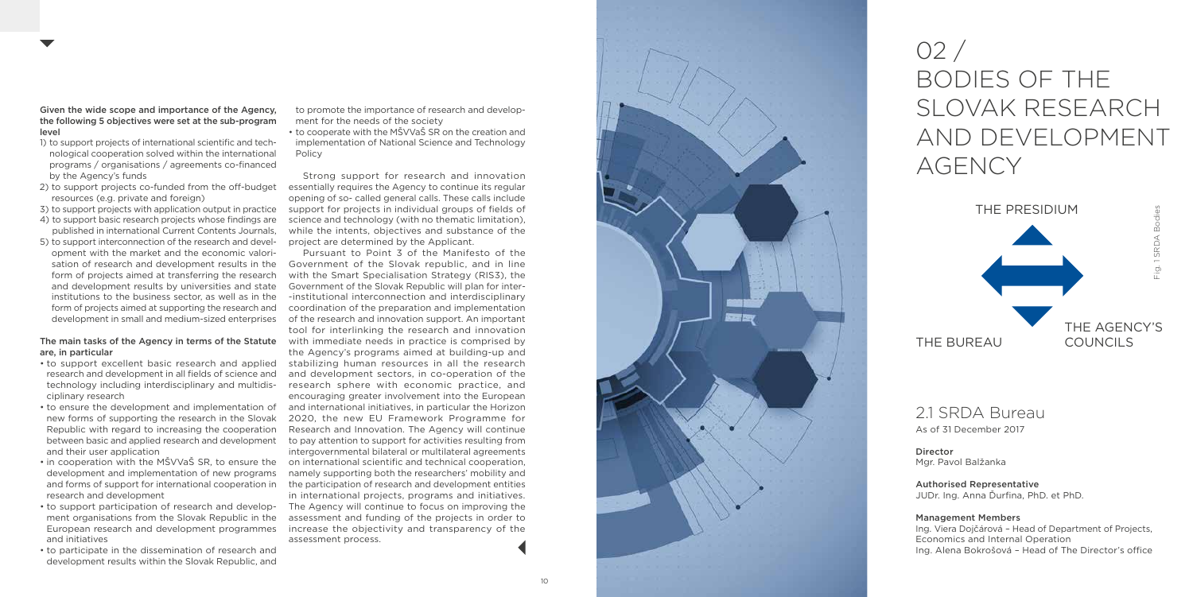**Given the wide scope and importance of the Agency, the following 5 objectives were set at the sub-program level**

1) to support projects of international scientific and technological cooperation solved within the international programs / organisations / agreements co-financed by the Agency's funds
2) to support projects co-funded from the off-budget resources (e.g. private and foreign)
3) to support projects with application output in practice
4) to support basic research projects whose findings are published in international Current Contents Journals,
5) to support interconnection of the research and development with the market and the economic valorisation of research and development results in the form of projects aimed at transferring the research and development results by universities and state institutions to the business sector, as well as in the form of projects aimed at supporting the research and development in small and medium-sized enterprises

**The main tasks of the Agency in terms of the Statute are, in particular**

- to support excellent basic research and applied research and development in all fields of science and technology including interdisciplinary and multidisciplinary research
- to ensure the development and implementation of new forms of supporting the research in the Slovak Republic with regard to increasing the cooperation between basic and applied research and development and their user application
- in cooperation with the MŠVVaŠ SR, to ensure the development and implementation of new programs and forms of support for international cooperation in research and development
- to support participation of research and development organisations from the Slovak Republic in the European research and development programmes and initiatives
- to participate in the dissemination of research and development results within the Slovak Republic, and to promote the importance of research and development for the needs of the society
- to cooperate with the MŠVVaŠ SR on the creation and implementation of National Science and Technology Policy

Strong support for research and innovation essentially requires the Agency to continue its regular opening of so- called general calls. These calls include support for projects in individual groups of fields of science and technology (with no thematic limitation), while the intents, objectives and substance of the project are determined by the Applicant.

Pursuant to Point 3 of the Manifesto of the Government of the Slovak republic, and in line with the Smart Specialisation Strategy (RIS3), the Government of the Slovak Republic will plan for inter-institutional interconnection and interdisciplinary coordination of the preparation and implementation of the research and innovation support. An important tool for interlinking the research and innovation with immediate needs in practice is comprised by the Agency's programs aimed at building-up and stabilizing human resources in all the research and development sectors, in co-operation of the research sphere with economic practice, and encouraging greater involvement into the European and international initiatives, in particular the Horizon 2020, the new EU Framework Programme for Research and Innovation. The Agency will continue to pay attention to support for activities resulting from intergovernmental bilateral or multilateral agreements on international scientific and technical cooperation, namely supporting both the researchers' mobility and the participation of research and development entities in international projects, programs and initiatives. The Agency will continue to focus on improving the assessment and funding of the projects in order to increase the objectivity and transparency of the assessment process.

# 02 / BODIES OF THE SLOVAK RESEARCH AND DEVELOPMENT AGENCY

THE PRESIDIUM

THE BUREAU

THE AGENCY'S COUNCILS

Fig. 1 SRDA Bodies

## 2.1 SRDA Bureau

As of 31 December 2017

**Director**
Mgr. Pavol Balžanka

**Authorised Representative**
JUDr. Ing. Anna Ďurfina, PhD. et PhD.

**Management Members**
Ing. Viera Dojčárová – Head of Department of Projects, Economics and Internal Operation
Ing. Alena Bokrošová – Head of The Director's office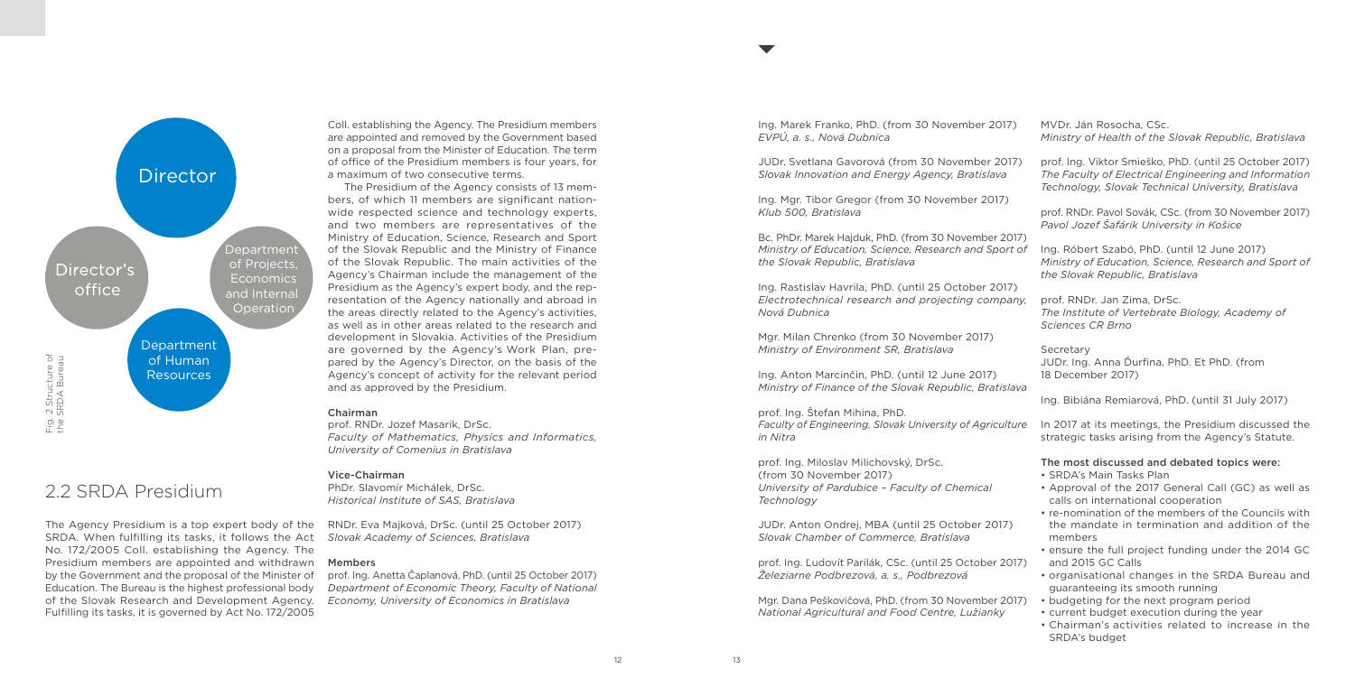Director

Director's office

Department of Projects, Economics and Internal Operation

Department of Human Resources

Fig. 2 Structure of the SRDA Bureau

## 2.2 SRDA Presidium

The Agency Presidium is a top expert body of the SRDA. When fulfilling its tasks, it follows the Act No. 172/2005 Coll. establishing the Agency. The Presidium members are appointed and withdrawn by the Government and the proposal of the Minister of Education. The Bureau is the highest professional body of the Slovak Research and Development Agency. Fulfilling its tasks, it is governed by Act No. 172/2005 Coll. establishing the Agency. The Presidium members are appointed and removed by the Government based on a proposal from the Minister of Education. The term of office of the Presidium members is four years, for a maximum of two consecutive terms.

The Presidium of the Agency consists of 13 members, of which 11 members are significant nationwide respected science and technology experts, and two members are representatives of the Ministry of Education, Science, Research and Sport of the Slovak Republic and the Ministry of Finance of the Slovak Republic. The main activities of the Agency's Chairman include the management of the Presidium as the Agency's expert body, and the representation of the Agency nationally and abroad in the areas directly related to the Agency's activities, as well as in other areas related to the research and development in Slovakia. Activities of the Presidium are governed by the Agency's Work Plan, prepared by the Agency's Director, on the basis of the Agency's concept of activity for the relevant period and as approved by the Presidium.

**Chairman**
prof. RNDr. Jozef Masarik, DrSc.
*Faculty of Mathematics, Physics and Informatics, University of Comenius in Bratislava*

**Vice-Chairman**
PhDr. Slavomír Michálek, DrSc.
*Historical Institute of SAS, Bratislava*

RNDr. Eva Majková, DrSc. (until 25 October 2017)
*Slovak Academy of Sciences, Bratislava*

**Members**
prof. Ing. Anetta Čaplanová, PhD. (until 25 October 2017)
*Department of Economic Theory, Faculty of National Economy, University of Economics in Bratislava*

Ing. Marek Franko, PhD. (from 30 November 2017)
*EVPÚ, a. s., Nová Dubnica*

JUDr. Svetlana Gavorová (from 30 November 2017)
*Slovak Innovation and Energy Agency, Bratislava*

Ing. Mgr. Tibor Gregor (from 30 November 2017)
*Klub 500, Bratislava*

Bc. PhDr. Marek Hajduk, PhD. (from 30 November 2017)
*Ministry of Education, Science, Research and Sport of the Slovak Republic, Bratislava*

Ing. Rastislav Havrila, PhD. (until 25 October 2017)
*Electrotechnical research and projecting company, Nová Dubnica*

Mgr. Milan Chrenko (from 30 November 2017)
*Ministry of Environment SR, Bratislava*

Ing. Anton Marcinčin, PhD. (until 12 June 2017)
*Ministry of Finance of the Slovak Republic, Bratislava*

prof. Ing. Štefan Mihina, PhD.
*Faculty of Engineering, Slovak University of Agriculture in Nitra*

prof. Ing. Miloslav Milichovský, DrSc. (from 30 November 2017)
*University of Pardubice – Faculty of Chemical Technology*

JUDr. Anton Ondrej, MBA (until 25 October 2017)
*Slovak Chamber of Commerce, Bratislava*

prof. Ing. Ľudovít Parilák, CSc. (until 25 October 2017)
*Železiarne Podbrezová, a. s., Podbrezová*

Mgr. Dana Peškovičová, PhD. (from 30 November 2017)
*National Agricultural and Food Centre, Lužianky*

MVDr. Ján Rosocha, CSc.
*Ministry of Health of the Slovak Republic, Bratislava*

prof. Ing. Viktor Smieško, PhD. (until 25 October 2017)
*The Faculty of Electrical Engineering and Information Technology, Slovak Technical University, Bratislava*

prof. RNDr. Pavol Sovák, CSc. (from 30 November 2017)
*Pavol Jozef Šafárik University in Košice*

Ing. Róbert Szabó, PhD. (until 12 June 2017)
*Ministry of Education, Science, Research and Sport of the Slovak Republic, Bratislava*

prof. RNDr. Jan Zima, DrSc.
*The Institute of Vertebrate Biology, Academy of Sciences CR Brno*

Secretary
JUDr. Ing. Anna Ďurfina, PhD. Et PhD. (from 18 December 2017)

Ing. Bibiána Remiarová, PhD. (until 31 July 2017)

In 2017 at its meetings, the Presidium discussed the strategic tasks arising from the Agency's Statute.

**The most discussed and debated topics were:**

- SRDA's Main Tasks Plan
- Approval of the 2017 General Call (GC) as well as calls on international cooperation
- re-nomination of the members of the Councils with the mandate in termination and addition of the members
- ensure the full project funding under the 2014 GC and 2015 GC Calls
- organisational changes in the SRDA Bureau and guaranteeing its smooth running
- budgeting for the next program period
- current budget execution during the year
- Chairman's activities related to increase in the SRDA's budget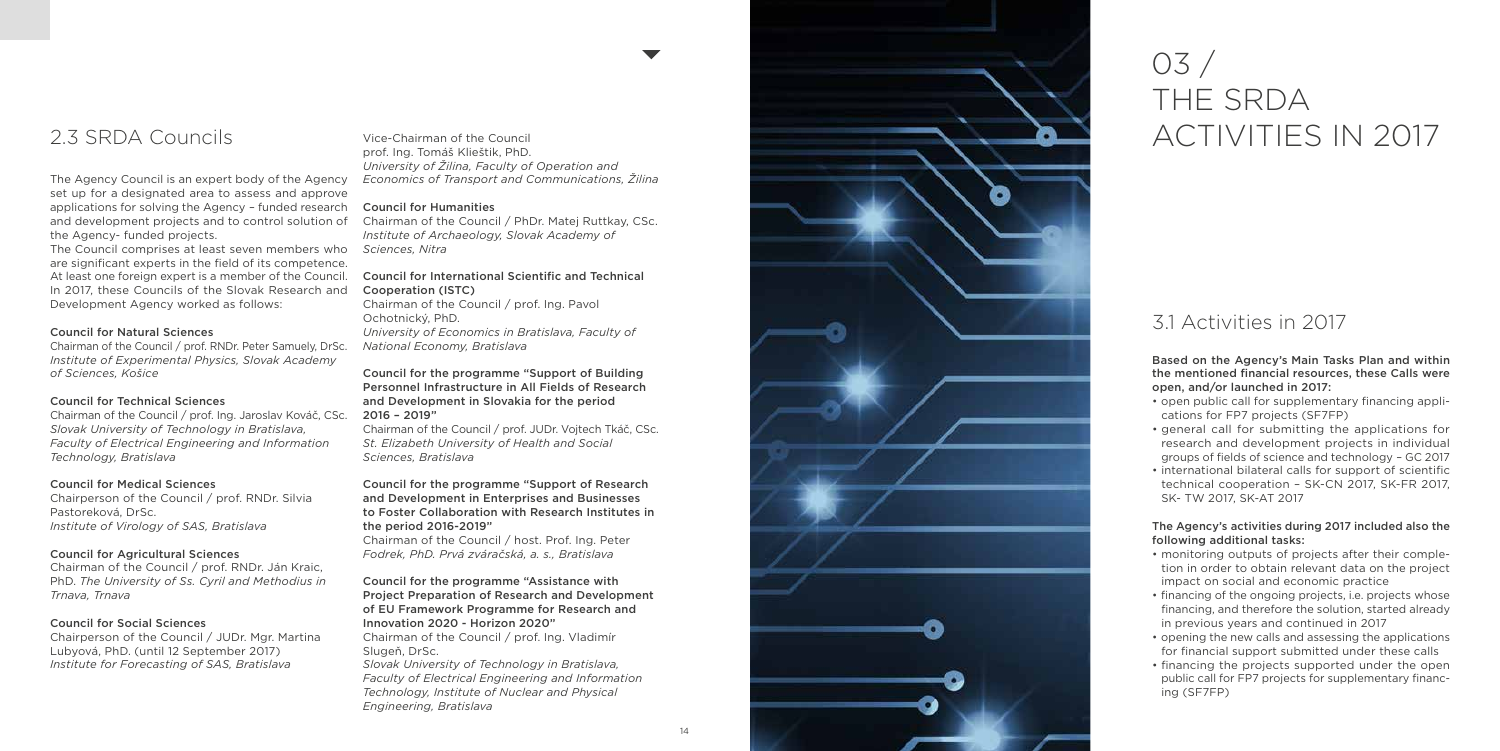## 2.3 SRDA Councils

The Agency Council is an expert body of the Agency set up for a designated area to assess and approve applications for solving the Agency – funded research and development projects and to control solution of the Agency- funded projects.

The Council comprises at least seven members who are significant experts in the field of its competence. At least one foreign expert is a member of the Council. In 2017, these Councils of the Slovak Research and Development Agency worked as follows:

**Council for Natural Sciences**
Chairman of the Council / prof. RNDr. Peter Samuely, DrSc.
*Institute of Experimental Physics, Slovak Academy of Sciences, Košice*

**Council for Technical Sciences**
Chairman of the Council / prof. Ing. Jaroslav Kováč, CSc.
*Slovak University of Technology in Bratislava, Faculty of Electrical Engineering and Information Technology, Bratislava*

**Council for Medical Sciences**
Chairperson of the Council / prof. RNDr. Silvia Pastoreková, DrSc.
*Institute of Virology of SAS, Bratislava*

**Council for Agricultural Sciences**
Chairman of the Council / prof. RNDr. Ján Kraic, PhD. *The University of Ss. Cyril and Methodius in Trnava, Trnava*

**Council for Social Sciences**
Chairperson of the Council / JUDr. Mgr. Martina Lubyová, PhD. (until 12 September 2017)
*Institute for Forecasting of SAS, Bratislava*

Vice-Chairman of the Council
prof. Ing. Tomáš Klieštik, PhD.
*University of Žilina, Faculty of Operation and Economics of Transport and Communications, Žilina*

**Council for Humanities**
Chairman of the Council / PhDr. Matej Ruttkay, CSc.
*Institute of Archaeology, Slovak Academy of Sciences, Nitra*

**Council for International Scientific and Technical Cooperation (ISTC)**
Chairman of the Council / prof. Ing. Pavol Ochotnický, PhD.
*University of Economics in Bratislava, Faculty of National Economy, Bratislava*

**Council for the programme "Support of Building Personnel Infrastructure in All Fields of Research and Development in Slovakia for the period 2016 – 2019"**
Chairman of the Council / prof. JUDr. Vojtech Tkáč, CSc.
*St. Elizabeth University of Health and Social Sciences, Bratislava*

**Council for the programme "Support of Research and Development in Enterprises and Businesses to Foster Collaboration with Research Institutes in the period 2016-2019"**
Chairman of the Council / host. Prof. Ing. Peter
*Fodrek, PhD. Prvá zváračská, a. s., Bratislava*

**Council for the programme "Assistance with Project Preparation of Research and Development of EU Framework Programme for Research and Innovation 2020 - Horizon 2020"**
Chairman of the Council / prof. Ing. Vladimír Slugeň, DrSc.
*Slovak University of Technology in Bratislava, Faculty of Electrical Engineering and Information Technology, Institute of Nuclear and Physical Engineering, Bratislava*

# 03 / THE SRDA ACTIVITIES IN 2017

## 3.1 Activities in 2017

**Based on the Agency's Main Tasks Plan and within the mentioned financial resources, these Calls were open, and/or launched in 2017:**

- open public call for supplementary financing applications for FP7 projects (SF7FP)
- general call for submitting the applications for research and development projects in individual groups of fields of science and technology – GC 2017
- international bilateral calls for support of scientific technical cooperation – SK-CN 2017, SK-FR 2017, SK- TW 2017, SK-AT 2017

**The Agency's activities during 2017 included also the following additional tasks:**

- monitoring outputs of projects after their completion in order to obtain relevant data on the project impact on social and economic practice
- financing of the ongoing projects, i.e. projects whose financing, and therefore the solution, started already in previous years and continued in 2017
- opening the new calls and assessing the applications for financial support submitted under these calls
- financing the projects supported under the open public call for FP7 projects for supplementary financing (SF7FP)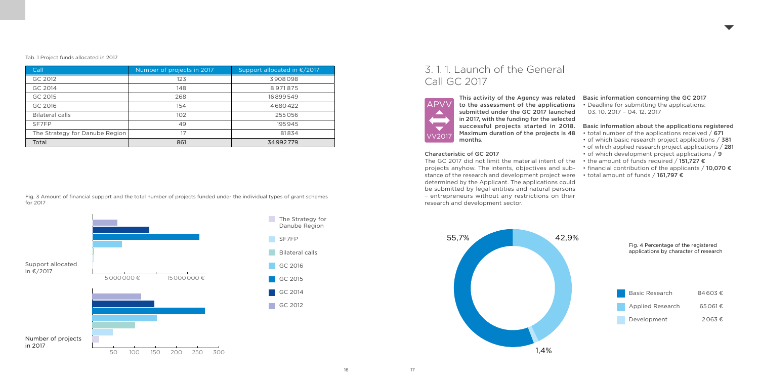Tab. 1 Project funds allocated in 2017

| Call | Number of projects in 2017 | Support allocated in €/2017 |
|---|---|---|
| GC 2012 | 123 | 3908098 |
| GC 2014 | 148 | 8971875 |
| GC 2015 | 268 | 16899549 |
| GC 2016 | 154 | 4680422 |
| Bilateral calls | 102 | 255056 |
| SF7FP | 49 | 195945 |
| The Strategy for Danube Region | 17 | 81834 |
| Total | 861 | 34992779 |

Fig. 3 Amount of financial support and the total number of projects funded under the individual types of grant schemes for 2017

## 3. 1. 1. Launch of the General Call GC 2017

**This activity of the Agency was related to the assessment of the applications submitted under the GC 2017 launched in 2017, with the funding for the selected successful projects started in 2018. Maximum duration of the projects is 48 months.**

### Characteristic of GC 2017

The GC 2017 did not limit the material intent of the projects anyhow. The intents, objectives and substance of the research and development project were determined by the Applicant. The applications could be submitted by legal entities and natural persons – entrepreneurs without any restrictions on their research and development sector.

### Basic information concerning the GC 2017

- Deadline for submitting the applications: 03. 10. 2017 – 04. 12. 2017

### Basic information about the applications registered

- total number of the applications received / **671**
- of which basic research project applications / **381**
- of which applied research project applications / **281**
- of which development project applications / **9**
- the amount of funds required / **151,727 €**
- financial contribution of the applicants / **10,070 €**
- total amount of funds / **161,797 €**

Fig. 4 Percentage of the registered applications by character of research

| Category | Amount |
|---|---|
| Basic Research | 84603 € |
| Applied Research | 65061 € |
| Development | 2063 € |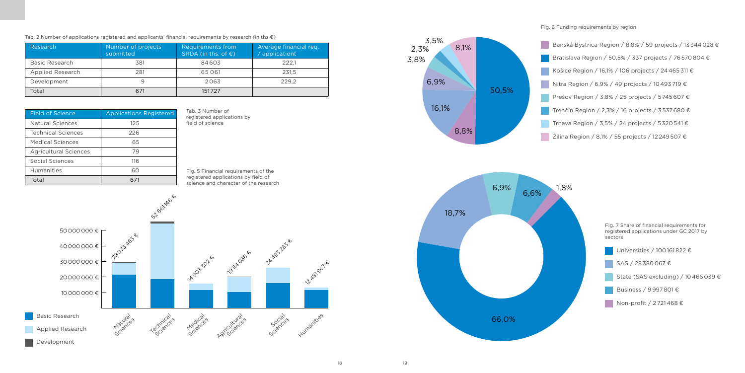Tab. 2 Number of applications registered and applicants' financial requirements by research (in ths €)

| Research | Number of projects submitted | Requirements from SRDA (in ths. of €) | Average financial req. / applicant |
|---|---|---|---|
| Basic Research | 381 | 84 603 | 222,1 |
| Applied Research | 281 | 65 061 | 231,5 |
| Development | 9 | 2 063 | 229,2 |
| Total | 671 | 151 727 | |

| Field of Science | Applications Registered |
|---|---|
| Natural Sciences | 125 |
| Technical Sciences | 226 |
| Medical Sciences | 65 |
| Agricultural Sciences | 79 |
| Social Sciences | 116 |
| Humanities | 60 |
| Total | 671 |

Tab. 3 Number of registered applications by field of science

Fig. 5 Financial requirements of the registered applications by field of science and character of the research

| Field of Science | Total |
|---|---|
| Natural Sciences | 28 073 463 € |
| Technical Sciences | 52 661 146 € |
| Medical Sciences | 14 903 302 € |
| Agricultural Sciences | 19 114 036 € |
| Social Sciences | 24 493 283 € |
| Humanities | 12 481 967 € |

Basic Research, Applied Research, Development

Fig. 6 Funding requirements by region

- Banská Bystrica Region / 8,8% / 59 projects / 13 344 028 €
- Bratislava Region / 50,5% / 337 projects / 76 570 804 €
- Košice Region / 16,1% / 106 projects / 24 465 311 €
- Nitra Region / 6,9% / 49 projects / 10 493 719 €
- Prešov Region / 3,8% / 25 projects / 5 745 607 €
- Trenčín Region / 2,3% / 16 projects / 3 537 680 €
- Trnava Region / 3,5% / 24 projects / 5 320 541 €
- Žilina Region / 8,1% / 55 projects / 12 249 507 €

Fig. 7 Share of financial requirements for registered applications under GC 2017 by sectors

- Universities / 100 161 822 € (66,0%)
- SAS / 28 380 067 € (18,7%)
- State (SAS excluding) / 10 466 039 € (6,9%)
- Business / 9 997 801 € (6,6%)
- Non-profit / 2 721 468 € (1,8%)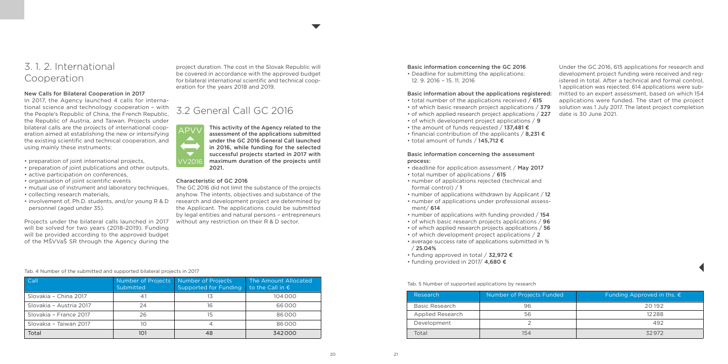## 3. 1. 2. International Cooperation

### New Calls for Bilateral Cooperation in 2017

In 2017, the Agency launched 4 calls for international science and technology cooperation – with the People's Republic of China, the French Republic, the Republic of Austria, and Taiwan. Projects under bilateral calls are the projects of international cooperation aimed at establishing the new or intensifying the existing scientific and technical cooperation, and using mainly these instruments:

- preparation of joint international projects,
- preparation of joint publications and other outputs,
- active participation on conferences,
- organisation of joint scientific events
- mutual use of instrument and laboratory techniques,
- collecting research materials,
- involvement of, Ph.D. students, and/or young R & D personnel (aged under 35).

Projects under the bilateral calls launched in 2017 will be solved for two years (2018-2019). Funding will be provided according to the approved budget of the MŠVVaŠ SR through the Agency during the project duration. The cost in the Slovak Republic will be covered in accordance with the approved budget for bilateral international scientific and technical cooperation for the years 2018 and 2019.

Tab. 4 Number of the submitted and supported bilateral projects in 2017

| Call | Number of Projects Submitted | Number of Projects Supported for Funding | The Amount Allocated to the Call in € |
|---|---|---|---|
| Slovakia – China 2017 | 41 | 13 | 104 000 |
| Slovakia – Austria 2017 | 24 | 16 | 66 000 |
| Slovakia – France 2017 | 26 | 15 | 86 000 |
| Slovakia – Taiwan 2017 | 10 | 4 | 86 000 |
| Total | 101 | 48 | 342 000 |

## 3.2 General Call GC 2016

APVV VV2016

**This activity of the Agency related to the assessment of the applications submitted under the GC 2016 General Call launched in 2016, while funding for the selected successful projects started in 2017 with maximum duration of the projects until 2021.**

### Characteristic of GC 2016

The GC 2016 did not limit the substance of the projects anyhow. The intents, objectives and substance of the research and development project are determined by the Applicant. The applications could be submitted by legal entities and natural persons – entrepreneurs without any restriction on their R & D sector.

### Basic information concerning the GC 2016

- Deadline for submitting the applications: 12. 9. 2016 – 15. 11. 2016

### Basic information about the applications registered:

- total number of the applications received / **615**
- of which basic research project applications / **379**
- of which applied research project applications / **227**
- of which development project applications / **9**
- the amount of funds requested / **137,481 €**
- financial contribution of the applicants / **8,231 €**
- total amount of funds / **145,712 €**

### Basic information concerning the assessment process:

- deadline for application assessment / **May 2017**
- total number of applications / **615**
- number of applications rejected (technical and formal control) / **1**
- number of applications withdrawn by Applicant / **12**
- number of applications under professional assessment/ **614**
- number of applications with funding provided / **154**
- of which basic research projects applications / **96**
- of which applied research projects applications / **56**
- of which development project applications / **2**
- average success rate of applications submitted in % / **25.04%**
- funding approved in total / **32,972 €**
- funding provided in 2017/ **4,680 €**

Under the GC 2016, 615 applications for research and development project funding were received and registered in total. After a technical and formal control, 1 application was rejected. 614 applications were submitted to an expert assessment, based on which 154 applications were funded. The start of the project solution was 1 July 2017. The latest project completion date is 30 June 2021.

Tab. 5 Number of supported applications by research

| Research | Number of Projects Funded | Funding Approved in ths. € |
|---|---|---|
| Basic Research | 96 | 20 192 |
| Applied Research | 56 | 12 288 |
| Development | 2 | 492 |
| Total | 154 | 32 972 |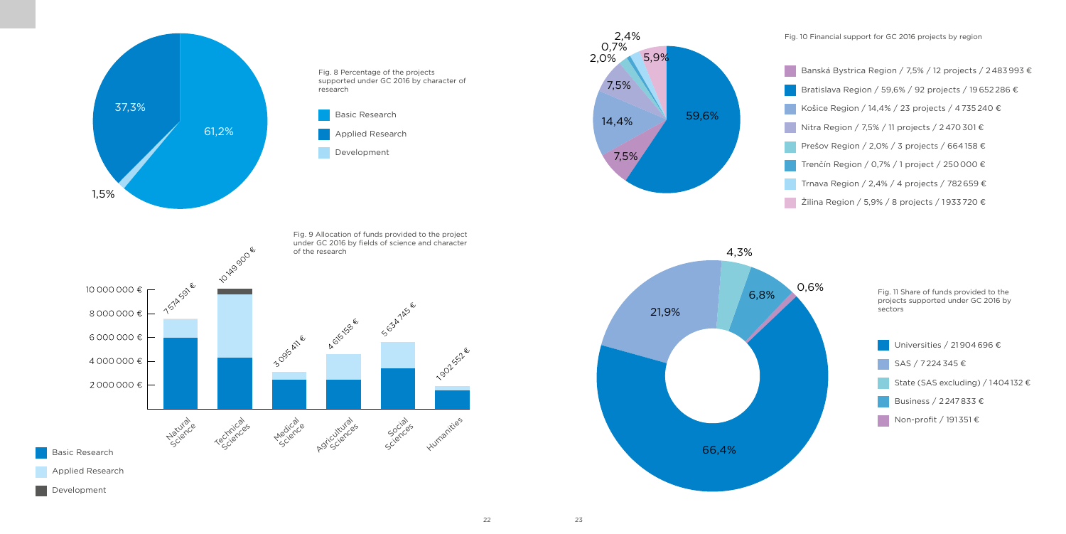Fig. 8 Percentage of the projects supported under GC 2016 by character of research

- Basic Research
- Applied Research
- Development

61,2%

37,3%

1,5%

Fig. 9 Allocation of funds provided to the project under GC 2016 by fields of science and character of the research

| Field | Total |
| --- | --- |
| Natural Science | 7 574 591 € |
| Technical Sciences | 10 149 900 € |
| Medical Science | 3 095 411 € |
| Agricultural Sciences | 4 615 158 € |
| Social Sciences | 5 634 745 € |
| Humanities | 1 902 552 € |

- Basic Research
- Applied Research
- Development

Fig. 10 Financial support for GC 2016 projects by region

- Banská Bystrica Region / 7,5% / 12 projects / 2 483 993 €
- Bratislava Region / 59,6% / 92 projects / 19 652 286 €
- Košice Region / 14,4% / 23 projects / 4 735 240 €
- Nitra Region / 7,5% / 11 projects / 2 470 301 €
- Prešov Region / 2,0% / 3 projects / 664 158 €
- Trenčín Region / 0,7% / 1 project / 250 000 €
- Trnava Region / 2,4% / 4 projects / 782 659 €
- Žilina Region / 5,9% / 8 projects / 1 933 720 €

Fig. 11 Share of funds provided to the projects supported under GC 2016 by sectors

- Universities / 21 904 696 € (66,4%)
- SAS / 7 224 345 € (21,9%)
- State (SAS excluding) / 1 404 132 € (4,3%)
- Business / 2 247 833 € (6,8%)
- Non-profit / 191 351 € (0,6%)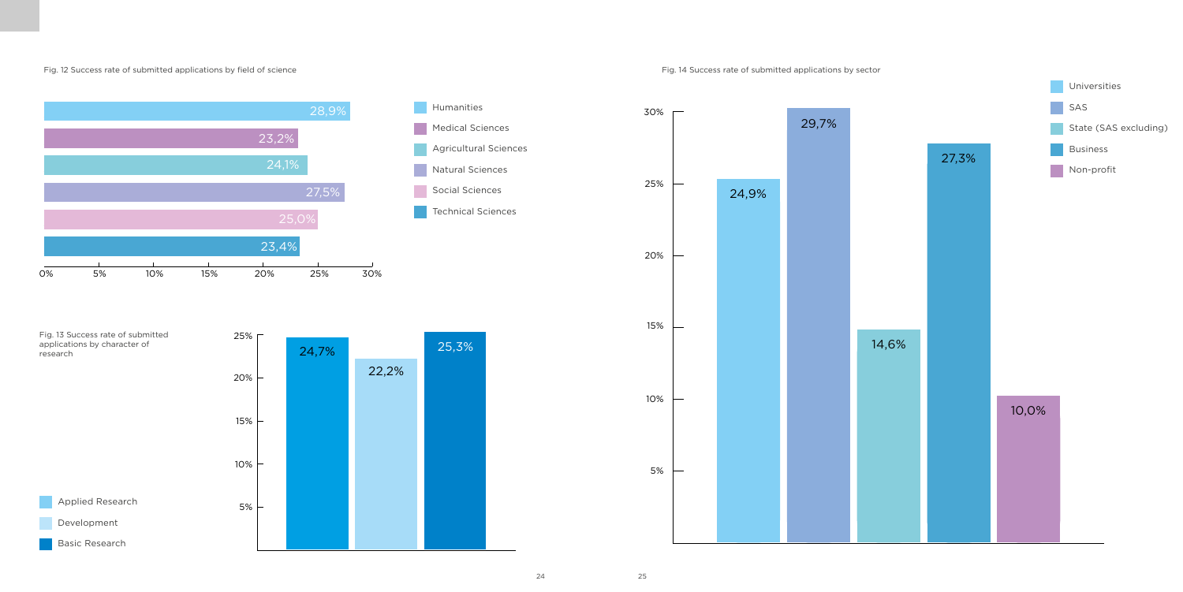Fig. 12 Success rate of submitted applications by field of science

| Field of science | Success rate |
|---|---|
| Humanities | 28,9% |
| Medical Sciences | 23,2% |
| Agricultural Sciences | 24,1% |
| Natural Sciences | 27,5% |
| Social Sciences | 25,0% |
| Technical Sciences | 23,4% |

Fig. 13 Success rate of submitted applications by character of research

| Character of research | Success rate |
|---|---|
| Applied Research | 24,7% |
| Development | 22,2% |
| Basic Research | 25,3% |

Fig. 14 Success rate of submitted applications by sector

| Sector | Success rate |
|---|---|
| Universities | 24,9% |
| SAS | 29,7% |
| State (SAS excluding) | 14,6% |
| Business | 27,3% |
| Non-profit | 10,0% |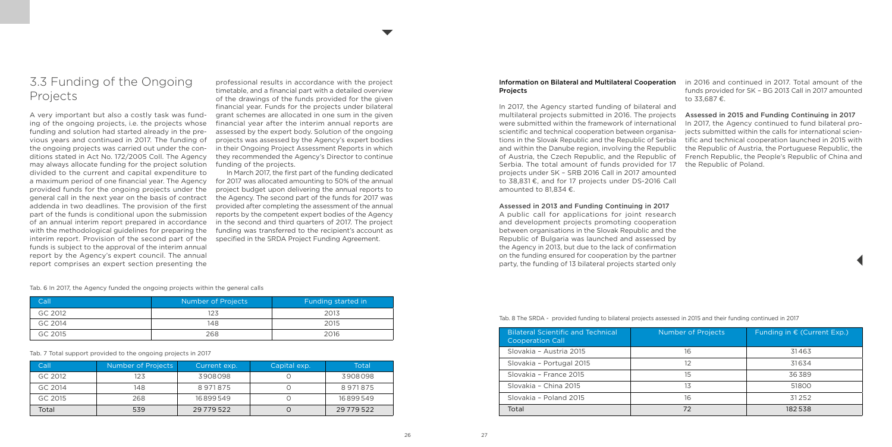## 3.3 Funding of the Ongoing Projects

A very important but also a costly task was funding of the ongoing projects, i.e. the projects whose funding and solution had started already in the previous years and continued in 2017. The funding of the ongoing projects was carried out under the conditions stated in Act No. 172/2005 Coll. The Agency may always allocate funding for the project solution divided to the current and capital expenditure to a maximum period of one financial year. The Agency provided funds for the ongoing projects under the general call in the next year on the basis of contract addenda in two deadlines. The provision of the first part of the funds is conditional upon the submission of an annual interim report prepared in accordance with the methodological guidelines for preparing the interim report. Provision of the second part of the funds is subject to the approval of the interim annual report by the Agency's expert council. The annual report comprises an expert section presenting the professional results in accordance with the project timetable, and a financial part with a detailed overview of the drawings of the funds provided for the given financial year. Funds for the projects under bilateral grant schemes are allocated in one sum in the given financial year after the interim annual reports are assessed by the expert body. Solution of the ongoing projects was assessed by the Agency's expert bodies in their Ongoing Project Assessment Reports in which they recommended the Agency's Director to continue funding of the projects.

In March 2017, the first part of the funding dedicated for 2017 was allocated amounting to 50% of the annual project budget upon delivering the annual reports to the Agency. The second part of the funds for 2017 was provided after completing the assessment of the annual reports by the competent expert bodies of the Agency in the second and third quarters of 2017. The project funding was transferred to the recipient's account as specified in the SRDA Project Funding Agreement.

Tab. 6 In 2017, the Agency funded the ongoing projects within the general calls

| Call | Number of Projects | Funding started in |
|---|---|---|
| GC 2012 | 123 | 2013 |
| GC 2014 | 148 | 2015 |
| GC 2015 | 268 | 2016 |

Tab. 7 Total support provided to the ongoing projects in 2017

| Call | Number of Projects | Current exp. | Capital exp. | Total |
|---|---|---|---|---|
| GC 2012 | 123 | 3908098 | 0 | 3908098 |
| GC 2014 | 148 | 8971875 | 0 | 8971875 |
| GC 2015 | 268 | 16899549 | 0 | 16899549 |
| Total | 539 | 29779522 | 0 | 29779522 |

### Information on Bilateral and Multilateral Cooperation Projects

In 2017, the Agency started funding of bilateral and multilateral projects submitted in 2016. The projects were submitted within the framework of international scientific and technical cooperation between organisations in the Slovak Republic and the Republic of Serbia and within the Danube region, involving the Republic of Austria, the Czech Republic, and the Republic of Serbia. The total amount of funds provided for 17 projects under SK – SRB 2016 Call in 2017 amounted to 38,831 €, and for 17 projects under DS-2016 Call amounted to 81,834 €.

#### Assessed in 2013 and Funding Continuing in 2017

A public call for applications for joint research and development projects promoting cooperation between organisations in the Slovak Republic and the Republic of Bulgaria was launched and assessed by the Agency in 2013, but due to the lack of confirmation on the funding ensured for cooperation by the partner party, the funding of 13 bilateral projects started only in 2016 and continued in 2017. Total amount of the funds provided for SK – BG 2013 Call in 2017 amounted to 33,687 €.

#### Assessed in 2015 and Funding Continuing in 2017

In 2017, the Agency continued to fund bilateral projects submitted within the calls for international scientific and technical cooperation launched in 2015 with the Republic of Austria, the Portuguese Republic, the French Republic, the People's Republic of China and the Republic of Poland.

Tab. 8 The SRDA - provided funding to bilateral projects assessed in 2015 and their funding continued in 2017

| Bilateral Scientific and Technical Cooperation Call | Number of Projects | Funding in € (Current Exp.) |
|---|---|---|
| Slovakia – Austria 2015 | 16 | 31463 |
| Slovakia – Portugal 2015 | 12 | 31634 |
| Slovakia – France 2015 | 15 | 36389 |
| Slovakia – China 2015 | 13 | 51800 |
| Slovakia – Poland 2015 | 16 | 31252 |
| Total | 72 | 182538 |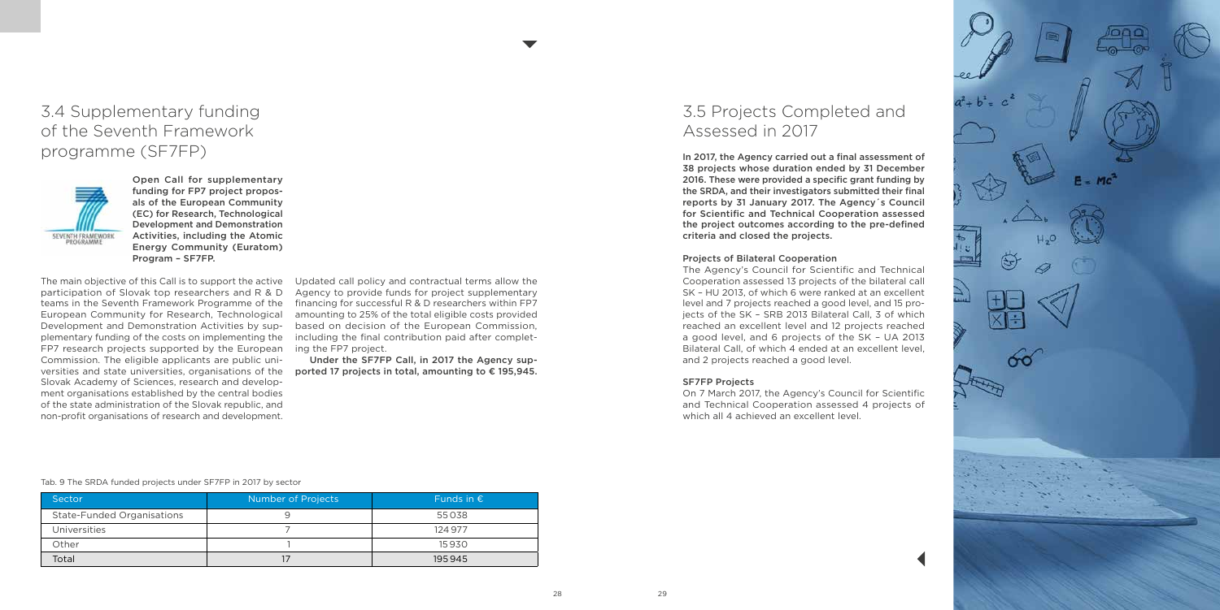## 3.4 Supplementary funding of the Seventh Framework programme (SF7FP)

**Open Call for supplementary funding for FP7 project proposals of the European Community (EC) for Research, Technological Development and Demonstration Activities, including the Atomic Energy Community (Euratom) Program – SF7FP.**

The main objective of this Call is to support the active participation of Slovak top researchers and R & D teams in the Seventh Framework Programme of the European Community for Research, Technological Development and Demonstration Activities by supplementary funding of the costs on implementing the FP7 research projects supported by the European Commission. The eligible applicants are public universities and state universities, organisations of the Slovak Academy of Sciences, research and development organisations established by the central bodies of the state administration of the Slovak republic, and non-profit organisations of research and development.

Updated call policy and contractual terms allow the Agency to provide funds for project supplementary financing for successful R & D researchers within FP7 amounting to 25% of the total eligible costs provided based on decision of the European Commission, including the final contribution paid after completing the FP7 project.

**Under the SF7FP Call, in 2017 the Agency supported 17 projects in total, amounting to € 195,945.**

Tab. 9 The SRDA funded projects under SF7FP in 2017 by sector

| Sector | Number of Projects | Funds in € |
|---|---|---|
| State-Funded Organisations | 9 | 55038 |
| Universities | 7 | 124977 |
| Other | 1 | 15930 |
| Total | 17 | 195945 |

## 3.5 Projects Completed and Assessed in 2017

**In 2017, the Agency carried out a final assessment of 38 projects whose duration ended by 31 December 2016. These were provided a specific grant funding by the SRDA, and their investigators submitted their final reports by 31 January 2017. The Agency´s Council for Scientific and Technical Cooperation assessed the project outcomes according to the pre-defined criteria and closed the projects.**

### Projects of Bilateral Cooperation

The Agency's Council for Scientific and Technical Cooperation assessed 13 projects of the bilateral call SK – HU 2013, of which 6 were ranked at an excellent level and 7 projects reached a good level, and 15 projects of the SK – SRB 2013 Bilateral Call, 3 of which reached an excellent level and 12 projects reached a good level, and 6 projects of the SK – UA 2013 Bilateral Call, of which 4 ended at an excellent level, and 2 projects reached a good level.

### SF7FP Projects

On 7 March 2017, the Agency's Council for Scientific and Technical Cooperation assessed 4 projects of which all 4 achieved an excellent level.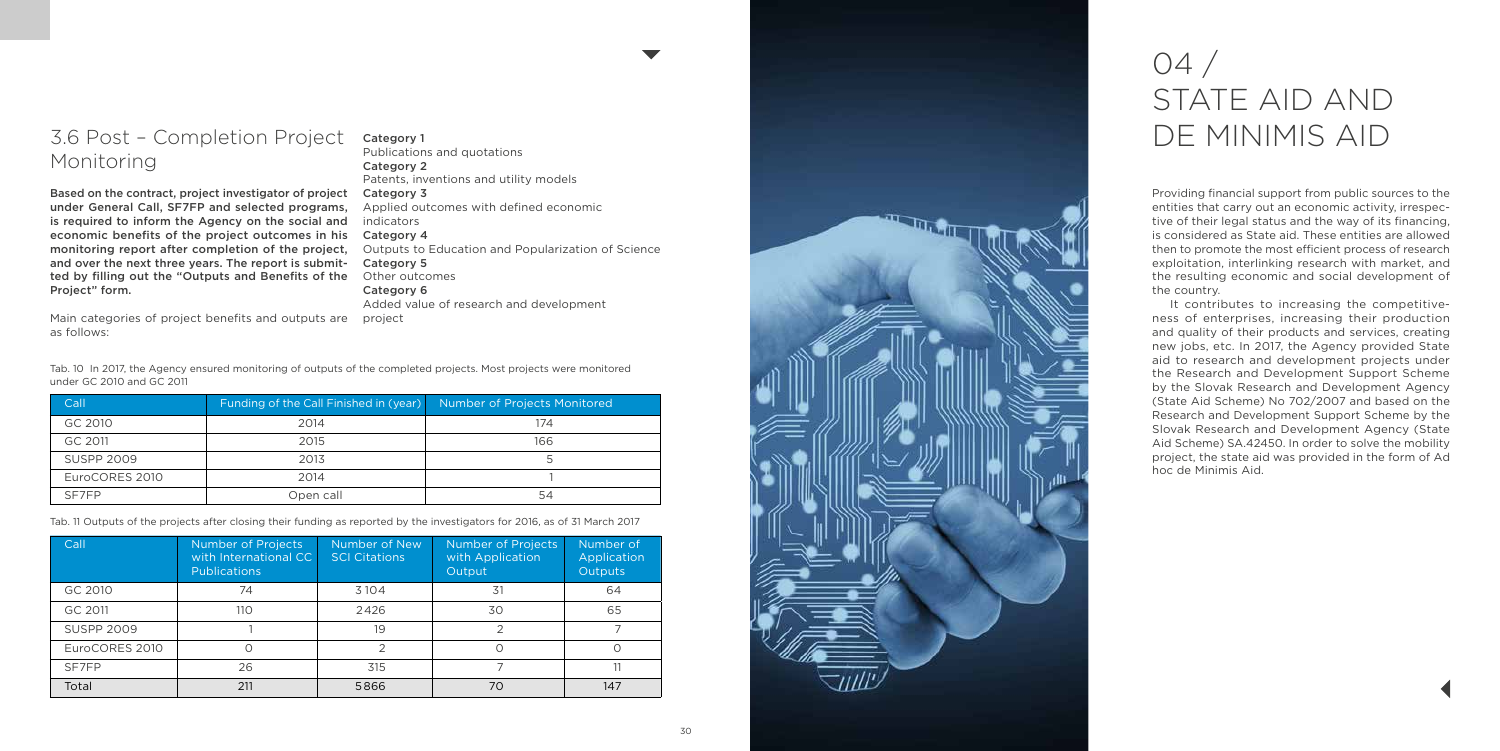## 3.6 Post – Completion Project Monitoring

**Based on the contract, project investigator of project under General Call, SF7FP and selected programs, is required to inform the Agency on the social and economic benefits of the project outcomes in his monitoring report after completion of the project, and over the next three years. The report is submitted by filling out the "Outputs and Benefits of the Project" form.**

Main categories of project benefits and outputs are as follows:

**Category 1**
Publications and quotations
**Category 2**
Patents, inventions and utility models
**Category 3**
Applied outcomes with defined economic indicators
**Category 4**
Outputs to Education and Popularization of Science
**Category 5**
Other outcomes
**Category 6**
Added value of research and development project

Tab. 10 In 2017, the Agency ensured monitoring of outputs of the completed projects. Most projects were monitored under GC 2010 and GC 2011

| Call | Funding of the Call Finished in (year) | Number of Projects Monitored |
|---|---|---|
| GC 2010 | 2014 | 174 |
| GC 2011 | 2015 | 166 |
| SUSPP 2009 | 2013 | 5 |
| EuroCORES 2010 | 2014 | 1 |
| SF7FP | Open call | 54 |

Tab. 11 Outputs of the projects after closing their funding as reported by the investigators for 2016, as of 31 March 2017

| Call | Number of Projects with International CC Publications | Number of New SCI Citations | Number of Projects with Application Output | Number of Application Outputs |
|---|---|---|---|---|
| GC 2010 | 74 | 3104 | 31 | 64 |
| GC 2011 | 110 | 2426 | 30 | 65 |
| SUSPP 2009 | 1 | 19 | 2 | 7 |
| EuroCORES 2010 | 0 | 2 | 0 | 0 |
| SF7FP | 26 | 315 | 7 | 11 |
| Total | 211 | 5866 | 70 | 147 |

# 04 / STATE AID AND DE MINIMIS AID

Providing financial support from public sources to the entities that carry out an economic activity, irrespective of their legal status and the way of its financing, is considered as State aid. These entities are allowed then to promote the most efficient process of research exploitation, interlinking research with market, and the resulting economic and social development of the country.

It contributes to increasing the competitiveness of enterprises, increasing their production and quality of their products and services, creating new jobs, etc. In 2017, the Agency provided State aid to research and development projects under the Research and Development Support Scheme by the Slovak Research and Development Agency (State Aid Scheme) No 702/2007 and based on the Research and Development Support Scheme by the Slovak Research and Development Agency (State Aid Scheme) SA.42450. In order to solve the mobility project, the state aid was provided in the form of Ad hoc de Minimis Aid.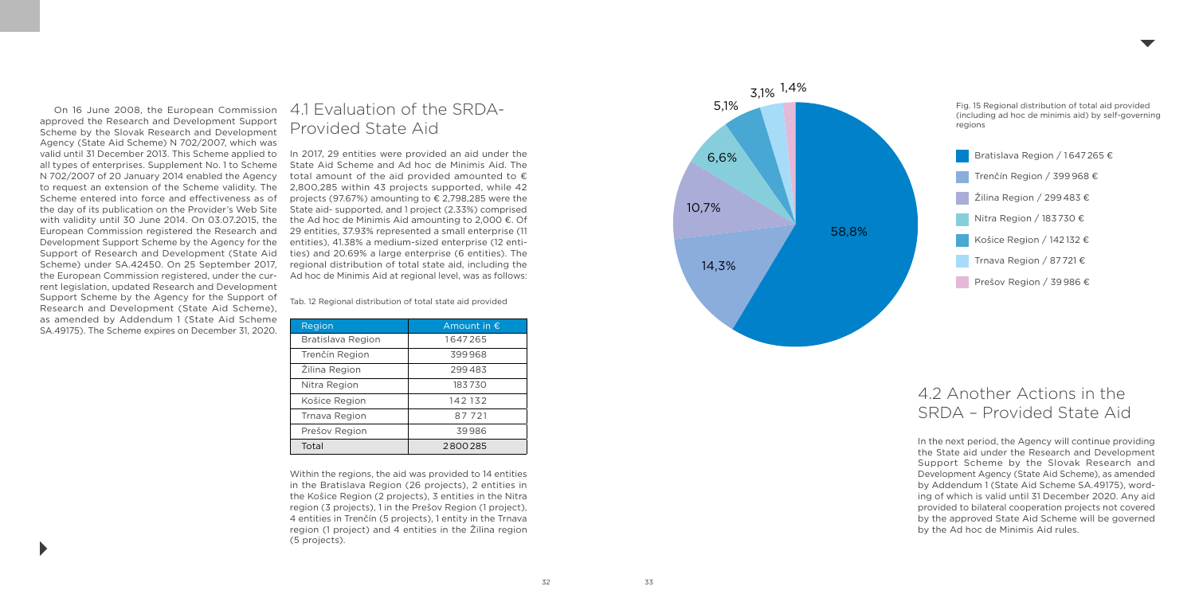On 16 June 2008, the European Commission approved the Research and Development Support Scheme by the Slovak Research and Development Agency (State Aid Scheme) N 702/2007, which was valid until 31 December 2013. This Scheme applied to all types of enterprises. Supplement No. 1 to Scheme N 702/2007 of 20 January 2014 enabled the Agency to request an extension of the Scheme validity. The Scheme entered into force and effectiveness as of the day of its publication on the Provider's Web Site with validity until 30 June 2014. On 03.07.2015, the European Commission registered the Research and Development Support Scheme by the Agency for the Support of Research and Development (State Aid Scheme) under SA.42450. On 25 September 2017, the European Commission registered, under the current legislation, updated Research and Development Support Scheme by the Agency for the Support of Research and Development (State Aid Scheme), as amended by Addendum 1 (State Aid Scheme SA.49175). The Scheme expires on December 31, 2020.

## 4.1 Evaluation of the SRDA-Provided State Aid

In 2017, 29 entities were provided an aid under the State Aid Scheme and Ad hoc de Minimis Aid. The total amount of the aid provided amounted to € 2,800,285 within 43 projects supported, while 42 projects (97.67%) amounting to € 2,798,285 were the State aid- supported, and 1 project (2.33%) comprised the Ad hoc de Minimis Aid amounting to 2,000 €. Of 29 entities, 37.93% represented a small enterprise (11 entities), 41.38% a medium-sized enterprise (12 entities) and 20.69% a large enterprise (6 entities). The regional distribution of total state aid, including the Ad hoc de Minimis Aid at regional level, was as follows:

Tab. 12 Regional distribution of total state aid provided

| Region | Amount in € |
|---|---|
| Bratislava Region | 1647265 |
| Trenčín Region | 399968 |
| Žilina Region | 299483 |
| Nitra Region | 183730 |
| Košice Region | 142132 |
| Trnava Region | 87721 |
| Prešov Region | 39986 |
| Total | 2800285 |

Within the regions, the aid was provided to 14 entities in the Bratislava Region (26 projects), 2 entities in the Košice Region (2 projects), 3 entities in the Nitra region (3 projects), 1 in the Prešov Region (1 project), 4 entities in Trenčín (5 projects), 1 entity in the Trnava region (1 project) and 4 entities in the Žilina region (5 projects).

Fig. 15 Regional distribution of total aid provided (including ad hoc de minimis aid) by self-governing regions

- Bratislava Region / 1 647 265 € — 58,8%
- Trenčín Region / 399 968 € — 14,3%
- Žilina Region / 299 483 € — 10,7%
- Nitra Region / 183 730 € — 6,6%
- Košice Region / 142 132 € — 5,1%
- Trnava Region / 87 721 € — 3,1%
- Prešov Region / 39 986 € — 1,4%

## 4.2 Another Actions in the SRDA – Provided State Aid

In the next period, the Agency will continue providing the State aid under the Research and Development Support Scheme by the Slovak Research and Development Agency (State Aid Scheme), as amended by Addendum 1 (State Aid Scheme SA.49175), wording of which is valid until 31 December 2020. Any aid provided to bilateral cooperation projects not covered by the approved State Aid Scheme will be governed by the Ad hoc de Minimis Aid rules.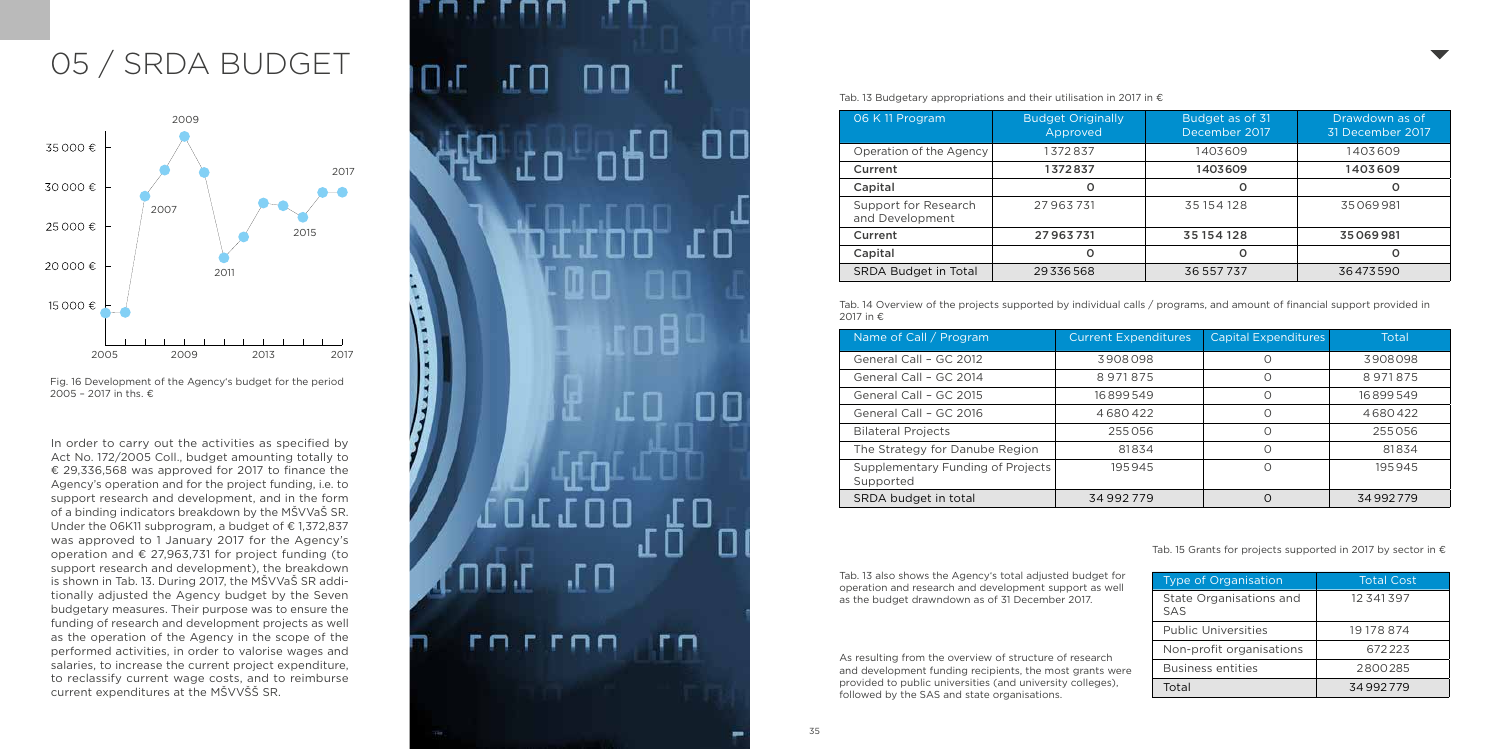# 05 / SRDA BUDGET

Fig. 16 Development of the Agency's budget for the period 2005 – 2017 in ths. €

In order to carry out the activities as specified by Act No. 172/2005 Coll., budget amounting totally to € 29,336,568 was approved for 2017 to finance the Agency's operation and for the project funding, i.e. to support research and development, and in the form of a binding indicators breakdown by the MŠVVaŠ SR. Under the 06K11 subprogram, a budget of € 1,372,837 was approved to 1 January 2017 for the Agency's operation and € 27,963,731 for project funding (to support research and development), the breakdown is shown in Tab. 13. During 2017, the MŠVVaŠ SR additionally adjusted the Agency budget by the Seven budgetary measures. Their purpose was to ensure the funding of research and development projects as well as the operation of the Agency in the scope of the performed activities, in order to valorise wages and salaries, to increase the current project expenditure, to reclassify current wage costs, and to reimburse current expenditures at the MŠVVŠŠ SR.

Tab. 13 Budgetary appropriations and their utilisation in 2017 in €

| 06 K 11 Program | Budget Originally Approved | Budget as of 31 December 2017 | Drawdown as of 31 December 2017 |
|---|---|---|---|
| Operation of the Agency | 1372837 | 1403609 | 1403609 |
| **Current** | **1372837** | **1403609** | **1403609** |
| **Capital** | **0** | **0** | **0** |
| Support for Research and Development | 27963731 | 35154128 | 35069981 |
| **Current** | **27963731** | **35154128** | **35069981** |
| **Capital** | **0** | **0** | **0** |
| SRDA Budget in Total | 29336568 | 36557737 | 36473590 |

Tab. 14 Overview of the projects supported by individual calls / programs, and amount of financial support provided in 2017 in €

| Name of Call / Program | Current Expenditures | Capital Expenditures | Total |
|---|---|---|---|
| General Call – GC 2012 | 3908098 | 0 | 3908098 |
| General Call – GC 2014 | 8971875 | 0 | 8971875 |
| General Call – GC 2015 | 16899549 | 0 | 16899549 |
| General Call – GC 2016 | 4680422 | 0 | 4680422 |
| Bilateral Projects | 255056 | 0 | 255056 |
| The Strategy for Danube Region | 81834 | 0 | 81834 |
| Supplementary Funding of Projects Supported | 195945 | 0 | 195945 |
| SRDA budget in total | 34992779 | 0 | 34992779 |

Tab. 13 also shows the Agency's total adjusted budget for operation and research and development support as well as the budget drawndown as of 31 December 2017.

As resulting from the overview of structure of research and development funding recipients, the most grants were provided to public universities (and university colleges), followed by the SAS and state organisations.

Tab. 15 Grants for projects supported in 2017 by sector in €

| Type of Organisation | Total Cost |
|---|---|
| State Organisations and SAS | 12341397 |
| Public Universities | 19178874 |
| Non-profit organisations | 672223 |
| Business entities | 2800285 |
| Total | 34992779 |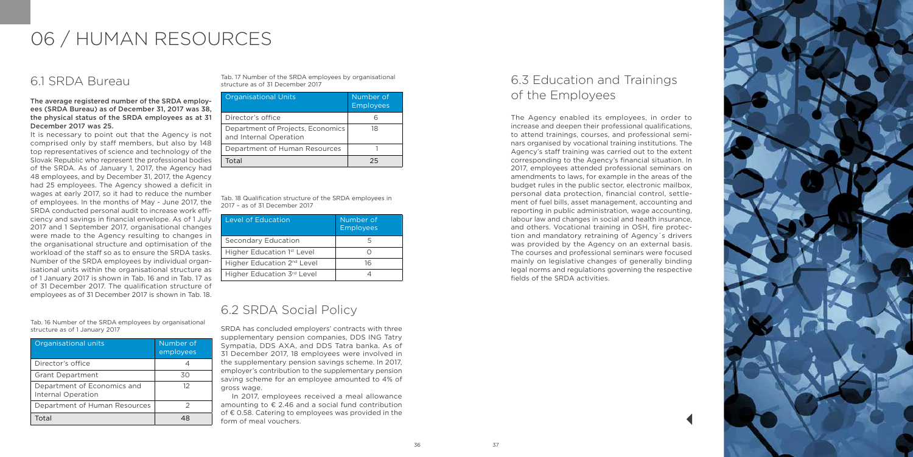# 06 / HUMAN RESOURCES

## 6.1 SRDA Bureau

**The average registered number of the SRDA employees (SRDA Bureau) as of December 31, 2017 was 38, the physical status of the SRDA employees as at 31 December 2017 was 25.**

It is necessary to point out that the Agency is not comprised only by staff members, but also by 148 top representatives of science and technology of the Slovak Republic who represent the professional bodies of the SRDA. As of January 1, 2017, the Agency had 48 employees, and by December 31, 2017, the Agency had 25 employees. The Agency showed a deficit in wages at early 2017, so it had to reduce the number of employees. In the months of May - June 2017, the SRDA conducted personal audit to increase work efficiency and savings in financial envelope. As of 1 July 2017 and 1 September 2017, organisational changes were made to the Agency resulting to changes in the organisational structure and optimisation of the workload of the staff so as to ensure the SRDA tasks. Number of the SRDA employees by individual organisational units within the organisational structure as of 1 January 2017 is shown in Tab. 16 and in Tab. 17 as of 31 December 2017. The qualification structure of employees as of 31 December 2017 is shown in Tab. 18.

Tab. 16 Number of the SRDA employees by organisational structure as of 1 January 2017

| Organisational units | Number of employees |
|---|---|
| Director's office | 4 |
| Grant Department | 30 |
| Department of Economics and Internal Operation | 12 |
| Department of Human Resources | 2 |
| Total | 48 |

Tab. 17 Number of the SRDA employees by organisational structure as of 31 December 2017

| Organisational Units | Number of Employees |
|---|---|
| Director's office | 6 |
| Department of Projects, Economics and Internal Operation | 18 |
| Department of Human Resources | 1 |
| Total | 25 |

Tab. 18 Qualification structure of the SRDA employees in 2017 – as of 31 December 2017

| Level of Education | Number of Employees |
|---|---|
| Secondary Education | 5 |
| Higher Education 1st Level | 0 |
| Higher Education 2nd Level | 16 |
| Higher Education 3rd Level | 4 |

## 6.2 SRDA Social Policy

SRDA has concluded employers' contracts with three supplementary pension companies, DDS ING Tatry Sympatia, DDS AXA, and DDS Tatra banka. As of 31 December 2017, 18 employees were involved in the supplementary pension savings scheme. In 2017, employer's contribution to the supplementary pension saving scheme for an employee amounted to 4% of gross wage.

In 2017, employees received a meal allowance amounting to € 2.46 and a social fund contribution of € 0.58. Catering to employees was provided in the form of meal vouchers.

## 6.3 Education and Trainings of the Employees

The Agency enabled its employees, in order to increase and deepen their professional qualifications, to attend trainings, courses, and professional seminars organised by vocational training institutions. The Agency's staff training was carried out to the extent corresponding to the Agency's financial situation. In 2017, employees attended professional seminars on amendments to laws, for example in the areas of the budget rules in the public sector, electronic mailbox, personal data protection, financial control, settlement of fuel bills, asset management, accounting and reporting in public administration, wage accounting, labour law and changes in social and health insurance, and others. Vocational training in OSH, fire protection and mandatory retraining of Agency´s drivers was provided by the Agency on an external basis. The courses and professional seminars were focused mainly on legislative changes of generally binding legal norms and regulations governing the respective fields of the SRDA activities.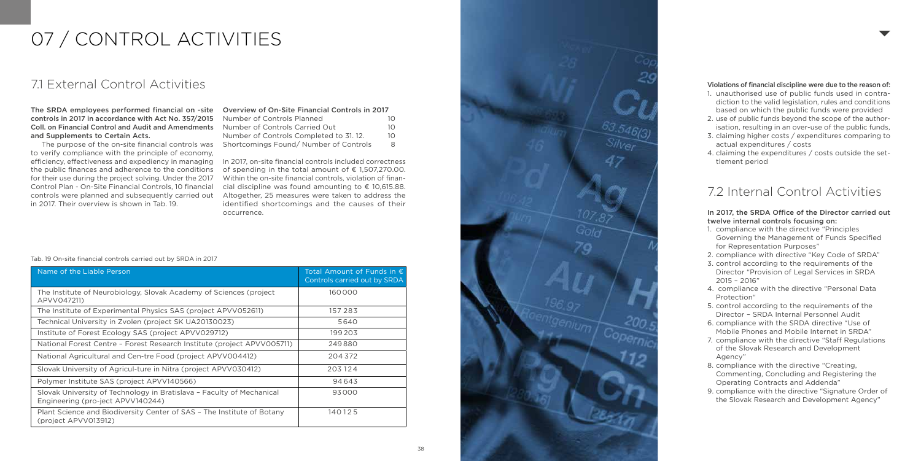# 07 / CONTROL ACTIVITIES

## 7.1 External Control Activities

**The SRDA employees performed financial on -site controls in 2017 in accordance with Act No. 357/2015 Coll. on Financial Control and Audit and Amendments and Supplements to Certain Acts.**

The purpose of the on-site financial controls was to verify compliance with the principle of economy, efficiency, effectiveness and expediency in managing the public finances and adherence to the conditions for their use during the project solving. Under the 2017 Control Plan - On-Site Financial Controls, 10 financial controls were planned and subsequently carried out in 2017. Their overview is shown in Tab. 19.

**Overview of On-Site Financial Controls in 2017**

| | |
|---|---|
| Number of Controls Planned | 10 |
| Number of Controls Carried Out | 10 |
| Number of Controls Completed to 31. 12. | 10 |
| Shortcomings Found/ Number of Controls | 8 |

In 2017, on-site financial controls included correctness of spending in the total amount of € 1,507,270.00. Within the on-site financial controls, violation of financial discipline was found amounting to € 10,615.88. Altogether, 25 measures were taken to address the identified shortcomings and the causes of their occurrence.

Tab. 19 On-site financial controls carried out by SRDA in 2017

| Name of the Liable Person | Total Amount of Funds in € Controls carried out by SRDA |
|---|---|
| The Institute of Neurobiology, Slovak Academy of Sciences (project APVV047211) | 160 000 |
| The Institute of Experimental Physics SAS (project APVV052611) | 157 283 |
| Technical University in Zvolen (project SK UA20130023) | 5 640 |
| Institute of Forest Ecology SAS (project APVV029712) | 199 203 |
| National Forest Centre – Forest Research Institute (project APVV005711) | 249 880 |
| National Agricultural and Cen-tre Food (project APVV004412) | 204 372 |
| Slovak University of Agricul-ture in Nitra (project APVV030412) | 203 124 |
| Polymer Institute SAS (project APVV140566) | 94 643 |
| Slovak University of Technology in Bratislava – Faculty of Mechanical Engineering (pro-ject APVV140244) | 93 000 |
| Plant Science and Biodiversity Center of SAS – The Institute of Botany (project APVV013912) | 140 125 |

**Violations of financial discipline were due to the reason of:**

1. unauthorised use of public funds used in contradiction to the valid legislation, rules and conditions based on which the public funds were provided
2. use of public funds beyond the scope of the authorisation, resulting in an over-use of the public funds,
3. claiming higher costs / expenditures comparing to actual expenditures / costs
4. claiming the expenditures / costs outside the settlement period

## 7.2 Internal Control Activities

**In 2017, the SRDA Office of the Director carried out twelve internal controls focusing on:**

1. compliance with the directive "Principles Governing the Management of Funds Specified for Representation Purposes"
2. compliance with directive "Key Code of SRDA"
3. control according to the requirements of the Director "Provision of Legal Services in SRDA 2015 – 2016"
4. compliance with the directive "Personal Data Protection"
5. control according to the requirements of the Director – SRDA Internal Personnel Audit
6. compliance with the SRDA directive "Use of Mobile Phones and Mobile Internet in SRDA"
7. compliance with the directive "Staff Regulations of the Slovak Research and Development Agency"
8. compliance with the directive "Creating, Commenting, Concluding and Registering the Operating Contracts and Addenda"
9. compliance with the directive "Signature Order of the Slovak Research and Development Agency"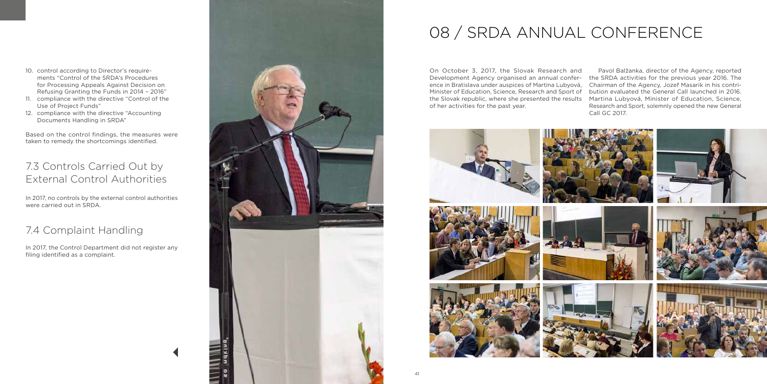10. control according to Director's requirements "Control of the SRDA's Procedures for Processing Appeals Against Decision on Refusing Granting the Funds in 2014 – 2016"
11. compliance with the directive "Control of the Use of Project Funds"
12. compliance with the directive "Accounting Documents Handling in SRDA"

Based on the control findings, the measures were taken to remedy the shortcomings identified.

## 7.3 Controls Carried Out by External Control Authorities

In 2017, no controls by the external control authorities were carried out in SRDA.

## 7.4 Complaint Handling

In 2017, the Control Department did not register any filing identified as a complaint.

# 08 / SRDA ANNUAL CONFERENCE

On October 3, 2017, the Slovak Research and Development Agency organised an annual conference in Bratislava under auspices of Martina Lubyová, Minister of Education, Science, Research and Sport of the Slovak republic, where she presented the results of her activities for the past year.

Pavol Balžanka, director of the Agency, reported the SRDA activities for the previous year 2016. The Chairman of the Agency, Jozef Masarik in his contribution evaluated the General Call launched in 2016. Martina Lubyová, Minister of Education, Science, Research and Sport, solemnly opened the new General Call GC 2017.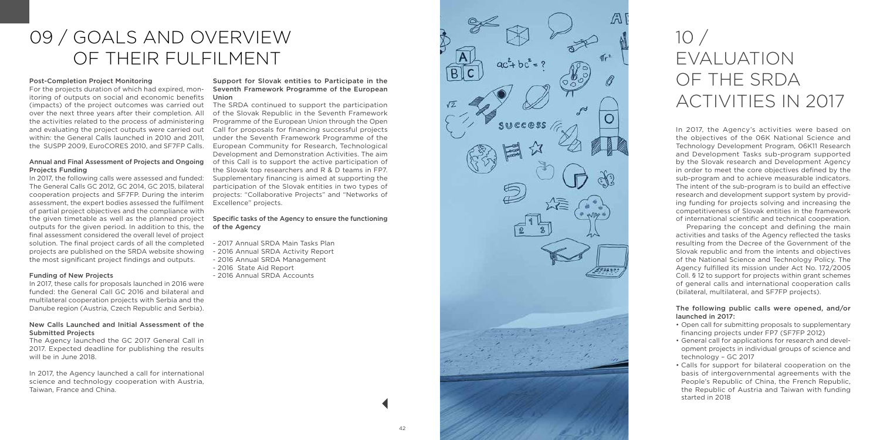# 09 / GOALS AND OVERVIEW OF THEIR FULFILMENT

### Post-Completion Project Monitoring

For the projects duration of which had expired, monitoring of outputs on social and economic benefits (impacts) of the project outcomes was carried out over the next three years after their completion. All the activities related to the process of administering and evaluating the project outputs were carried out within: the General Calls launched in 2010 and 2011, the SUSPP 2009, EuroCORES 2010, and SF7FP Calls.

### Annual and Final Assessment of Projects and Ongoing Projects Funding

In 2017, the following calls were assessed and funded: The General Calls GC 2012, GC 2014, GC 2015, bilateral cooperation projects and SF7FP. During the interim assessment, the expert bodies assessed the fulfilment of partial project objectives and the compliance with the given timetable as well as the planned project outputs for the given period. In addition to this, the final assessment considered the overall level of project solution. The final project cards of all the completed projects are published on the SRDA website showing the most significant project findings and outputs.

### Funding of New Projects

In 2017, these calls for proposals launched in 2016 were funded: the General Call GC 2016 and bilateral and multilateral cooperation projects with Serbia and the Danube region (Austria, Czech Republic and Serbia).

### New Calls Launched and Initial Assessment of the Submitted Projects

The Agency launched the GC 2017 General Call in 2017. Expected deadline for publishing the results will be in June 2018.

In 2017, the Agency launched a call for international science and technology cooperation with Austria, Taiwan, France and China.

### Support for Slovak entities to Participate in the Seventh Framework Programme of the European Union

The SRDA continued to support the participation of the Slovak Republic in the Seventh Framework Programme of the European Union through the Open Call for proposals for financing successful projects under the Seventh Framework Programme of the European Community for Research, Technological Development and Demonstration Activities. The aim of this Call is to support the active participation of the Slovak top researchers and R & D teams in FP7. Supplementary financing is aimed at supporting the participation of the Slovak entities in two types of projects: "Collaborative Projects" and "Networks of Excellence" projects.

### Specific tasks of the Agency to ensure the functioning of the Agency

- 2017 Annual SRDA Main Tasks Plan
- 2016 Annual SRDA Activity Report
- 2016 Annual SRDA Management
- 2016 State Aid Report
- 2016 Annual SRDA Accounts

# 10 / EVALUATION OF THE SRDA ACTIVITIES IN 2017

In 2017, the Agency's activities were based on the objectives of the 06K National Science and Technology Development Program, 06K11 Research and Development Tasks sub-program supported by the Slovak research and Development Agency in order to meet the core objectives defined by the sub-program and to achieve measurable indicators. The intent of the sub-program is to build an effective research and development support system by providing funding for projects solving and increasing the competitiveness of Slovak entities in the framework of international scientific and technical cooperation.

Preparing the concept and defining the main activities and tasks of the Agency reflected the tasks resulting from the Decree of the Government of the Slovak republic and from the intents and objectives of the National Science and Technology Policy. The Agency fulfilled its mission under Act No. 172/2005 Coll. § 12 to support for projects within grant schemes of general calls and international cooperation calls (bilateral, multilateral, and SF7FP projects).

**The following public calls were opened, and/or launched in 2017:**

- Open call for submitting proposals to supplementary financing projects under FP7 (SF7FP 2012)
- General call for applications for research and development projects in individual groups of science and technology – GC 2017
- Calls for support for bilateral cooperation on the basis of intergovernmental agreements with the People's Republic of China, the French Republic, the Republic of Austria and Taiwan with funding started in 2018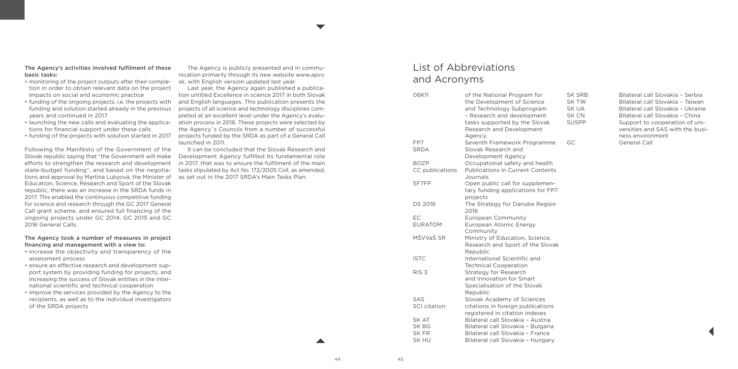**The Agency's activities involved fulfilment of these basic tasks:**

- monitoring of the project outputs after their completion in order to obtain relevant data on the project impacts on social and economic practice
- funding of the ongoing projects, i.e. the projects with funding and solution started already in the previous years and continued in 2017
- launching the new calls and evaluating the applications for financial support under these calls
- funding of the projects with solution started in 2017

Following the Manifesto of the Government of the Slovak republic saying that "the Government will make efforts to strengthen the research and development state-budget funding", and based on the negotiations and approval by Martina Lubyová, the Minister of Education, Science, Research and Sport of the Slovak republic, there was an increase in the SRDA funds in 2017. This enabled the continuous competitive funding for science and research through the GC 2017 General Call grant scheme, and ensured full financing of the ongoing projects under GC 2014, GC 2015 and GC 2016 General Calls.

**The Agency took a number of measures in project financing and management with a view to:**

- increase the objectivity and transparency of the assessment process
- ensure an effective research and development support system by providing funding for projects, and increasing the success of Slovak entities in the international scientific and technical cooperation
- improve the services provided by the Agency to the recipients, as well as to the individual investigators of the SRDA projects

The Agency is publicly presented and in communication primarily through its new website www.apvv.sk, with English version updated last year.

Last year, the Agency again published a publication untitled Excellence in science 2017 in both Slovak and English languages. This publication presents the projects of all science and technology disciplines completed at an excellent level under the Agency's evaluation process in 2016. These projects were selected by the Agency´s Councils from a number of successful projects funded by the SRDA as part of a General Call launched in 2011.

It can be concluded that the Slovak Research and Development Agency fulfilled its fundamental role in 2017, that was to ensure the fulfilment of the main tasks stipulated by Act No. 172/2005 Coll. as amended, as set out in the 2017 SRDA's Main Tasks Plan.

# List of Abbreviations and Acronyms

| | |
|---|---|
| 06K11 | of the National Program for the Development of Science and Technology Subprogram – Research and development tasks supported by the Slovak Research and Development Agency |
| FP7 | Seventh Framework Programme |
| SRDA | Slovak Research and Development Agency |
| BOZP | Occupational safety and health |
| CC publications | Publications in Current Contents Journals |
| SF7FP | Open public call for supplementary funding applications for FP7 projects |
| DS 2016 | The Strategy for Danube Region 2016 |
| EC | European Community |
| EURATOM | European Atomic Energy Community |
| MŠVVaŠ SR | Ministry of Education, Science, Research and Sport of the Slovak Republic |
| ISTC | International Scientific and Technical Cooperation |
| RIS 3 | Strategy for Research and Innovation for Smart Specialisation of the Slovak Republic |
| SAS | Slovak Academy of Sciences |
| SCI citation | citations in foreign publications registered in citation indexes |
| SK AT | Bilateral call Slovakia – Austria |
| SK BG | Bilateral call Slovakia – Bulgaria |
| SK FR | Bilateral call Slovakia – France |
| SK HU | Bilateral call Slovakia – Hungary |
| SK SRB | Bilateral call Slovakia – Serbia |
| SK TW | Bilateral call Slovakia – Taiwan |
| SK UA | Bilateral call Slovakia – Ukraine |
| SK CN | Bilateral call Slovakia – China |
| SUSPP | Support to cooperation of universities and SAS with the business environment |
| GC | General Call |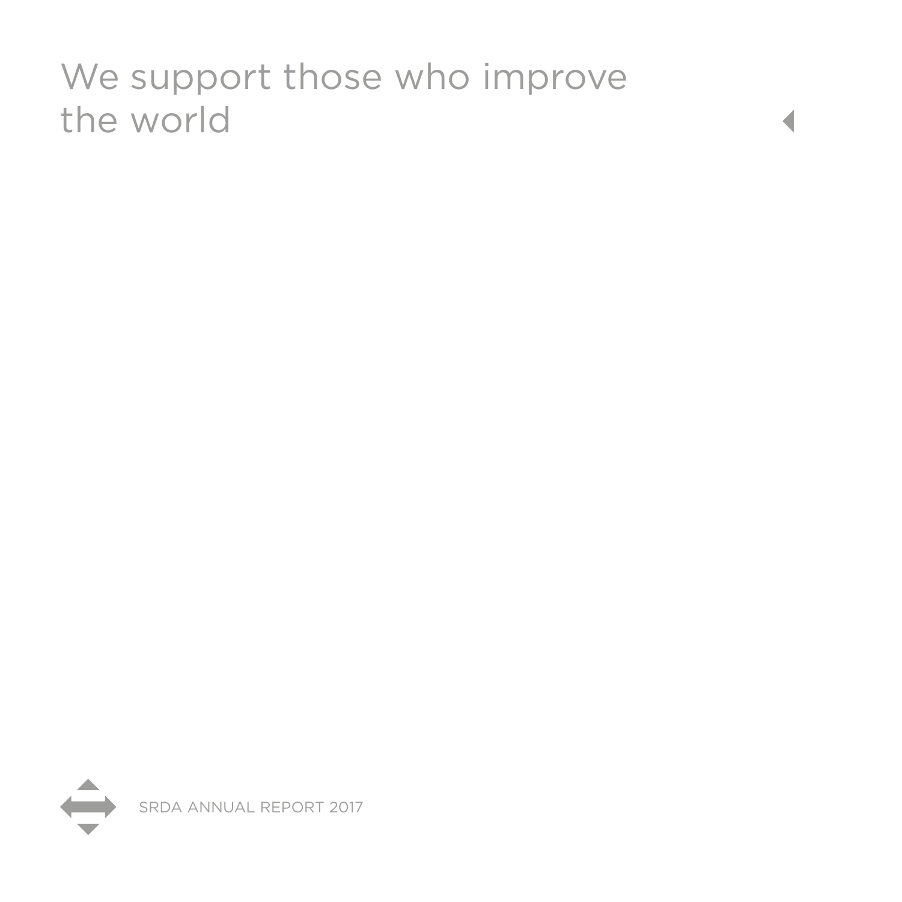# We support those who improve the world

SRDA ANNUAL REPORT 2017